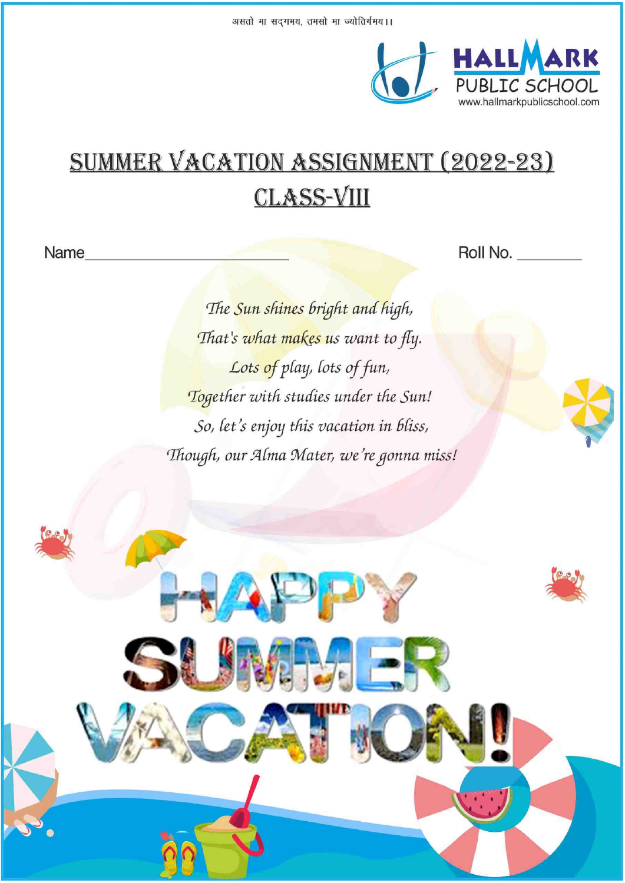असतो मा सद्गमय, तमसो मा ज्योतिर्गमय।।

HALLMARK PUBLIC SCHOOL
www.hallmarkpublicschool.com

# SUMMER VACATION ASSIGNMENT (2022-23)

## CLASS-VIII

Name________________________ Roll No. ________

*The Sun shines bright and high,*
*That's what makes us want to fly.*
*Lots of play, lots of fun,*
*Together with studies under the Sun!*
*So, let's enjoy this vacation in bliss,*
*Though, our Alma Mater, we're gonna miss!*

HAPPY SUMMER VACATION!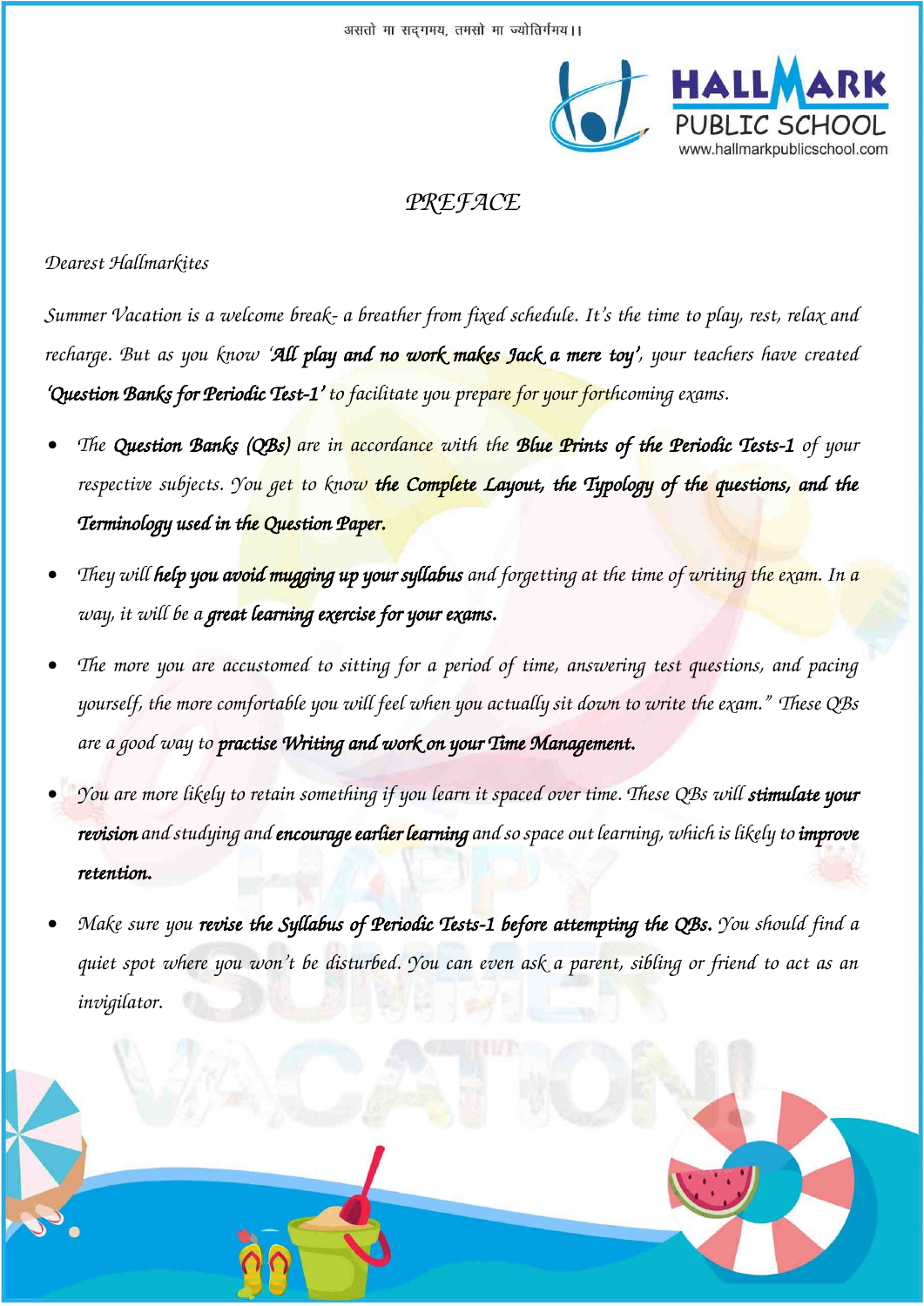असतो मा सद्गमय, तमसो मा ज्योतिर्गमय।।

# PREFACE

*Dearest Hallmarkites*

*Summer Vacation is a welcome break- a breather from fixed schedule. It's the time to play, rest, relax and recharge. But as you know '**All play and no work makes Jack a mere toy'**, your teachers have created **'Question Banks for Periodic Test-1'** to facilitate you prepare for your forthcoming exams.*

- *The **Question Banks (QBs)** are in accordance with the **Blue Prints of the Periodic Tests-1** of your respective subjects. You get to know **the Complete Layout, the Typology of the questions, and the Terminology used in the Question Paper.***
- *They will **help you avoid mugging up your syllabus** and forgetting at the time of writing the exam. In a way, it will be a **great learning exercise for your exams.***
- *The more you are accustomed to sitting for a period of time, answering test questions, and pacing yourself, the more comfortable you will feel when you actually sit down to write the exam." These QBs are a good way to **practise Writing and work on your Time Management.***
- *You are more likely to retain something if you learn it spaced over time. These QBs will **stimulate your revision** and studying and **encourage earlier learning** and so space out learning, which is likely to **improve retention.***
- *Make sure you **revise the Syllabus of Periodic Tests-1 before attempting the QBs.** You should find a quiet spot where you won't be disturbed. You can even ask a parent, sibling or friend to act as an invigilator.*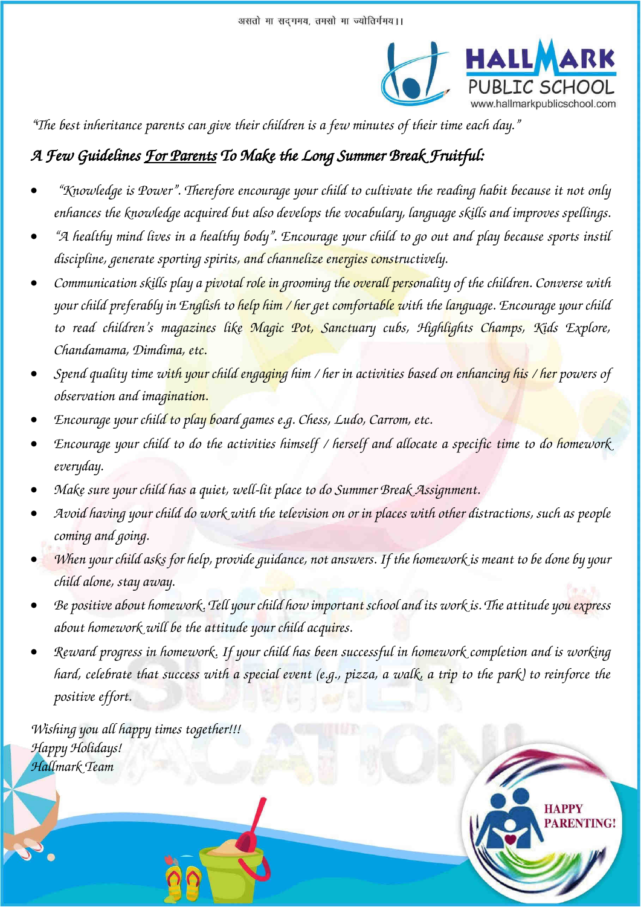असतो मा सद्गमय, तमसो मा ज्योतिर्गमय।।

HALLMARK PUBLIC SCHOOL
www.hallmarkpublicschool.com

*"The best inheritance parents can give their children is a few minutes of their time each day."*

## *A Few Guidelines For Parents To Make the Long Summer Break Fruitful:*

- *"Knowledge is Power". Therefore encourage your child to cultivate the reading habit because it not only enhances the knowledge acquired but also develops the vocabulary, language skills and improves spellings.*
- *"A healthy mind lives in a healthy body". Encourage your child to go out and play because sports instil discipline, generate sporting spirits, and channelize energies constructively.*
- *Communication skills play a pivotal role in grooming the overall personality of the children. Converse with your child preferably in English to help him / her get comfortable with the language. Encourage your child to read children's magazines like Magic Pot, Sanctuary cubs, Highlights Champs, Kids Explore, Chandamama, Dimdima, etc.*
- *Spend quality time with your child engaging him / her in activities based on enhancing his / her powers of observation and imagination.*
- *Encourage your child to play board games e.g. Chess, Ludo, Carrom, etc.*
- *Encourage your child to do the activities himself / herself and allocate a specific time to do homework everyday.*
- *Make sure your child has a quiet, well-lit place to do Summer Break Assignment.*
- *Avoid having your child do work with the television on or in places with other distractions, such as people coming and going.*
- *When your child asks for help, provide guidance, not answers. If the homework is meant to be done by your child alone, stay away.*
- *Be positive about homework. Tell your child how important school and its work is. The attitude you express about homework will be the attitude your child acquires.*
- *Reward progress in homework. If your child has been successful in homework completion and is working hard, celebrate that success with a special event (e.g., pizza, a walk, a trip to the park) to reinforce the positive effort.*

*Wishing you all happy times together!!!*
*Happy Holidays!*
*Hallmark Team*

HAPPY PARENTING!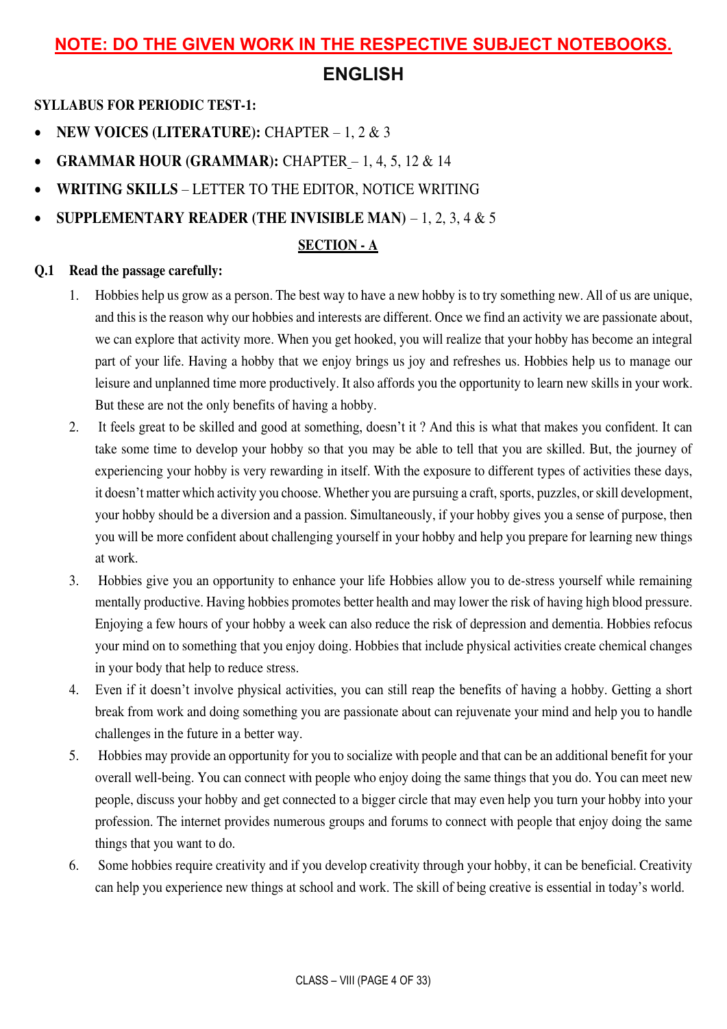**NOTE: DO THE GIVEN WORK IN THE RESPECTIVE SUBJECT NOTEBOOKS.**

# ENGLISH

**SYLLABUS FOR PERIODIC TEST-1:**

- **NEW VOICES (LITERATURE):** CHAPTER – 1, 2 & 3
- **GRAMMAR HOUR (GRAMMAR):** CHAPTER – 1, 4, 5, 12 & 14
- **WRITING SKILLS** – LETTER TO THE EDITOR, NOTICE WRITING
- **SUPPLEMENTARY READER (THE INVISIBLE MAN)** – 1, 2, 3, 4 & 5

## SECTION - A

**Q.1 Read the passage carefully:**

1. Hobbies help us grow as a person. The best way to have a new hobby is to try something new. All of us are unique, and this is the reason why our hobbies and interests are different. Once we find an activity we are passionate about, we can explore that activity more. When you get hooked, you will realize that your hobby has become an integral part of your life. Having a hobby that we enjoy brings us joy and refreshes us. Hobbies help us to manage our leisure and unplanned time more productively. It also affords you the opportunity to learn new skills in your work. But these are not the only benefits of having a hobby.
2. It feels great to be skilled and good at something, doesn't it ? And this is what that makes you confident. It can take some time to develop your hobby so that you may be able to tell that you are skilled. But, the journey of experiencing your hobby is very rewarding in itself. With the exposure to different types of activities these days, it doesn't matter which activity you choose. Whether you are pursuing a craft, sports, puzzles, or skill development, your hobby should be a diversion and a passion. Simultaneously, if your hobby gives you a sense of purpose, then you will be more confident about challenging yourself in your hobby and help you prepare for learning new things at work.
3. Hobbies give you an opportunity to enhance your life Hobbies allow you to de-stress yourself while remaining mentally productive. Having hobbies promotes better health and may lower the risk of having high blood pressure. Enjoying a few hours of your hobby a week can also reduce the risk of depression and dementia. Hobbies refocus your mind on to something that you enjoy doing. Hobbies that include physical activities create chemical changes in your body that help to reduce stress.
4. Even if it doesn't involve physical activities, you can still reap the benefits of having a hobby. Getting a short break from work and doing something you are passionate about can rejuvenate your mind and help you to handle challenges in the future in a better way.
5. Hobbies may provide an opportunity for you to socialize with people and that can be an additional benefit for your overall well-being. You can connect with people who enjoy doing the same things that you do. You can meet new people, discuss your hobby and get connected to a bigger circle that may even help you turn your hobby into your profession. The internet provides numerous groups and forums to connect with people that enjoy doing the same things that you want to do.
6. Some hobbies require creativity and if you develop creativity through your hobby, it can be beneficial. Creativity can help you experience new things at school and work. The skill of being creative is essential in today's world.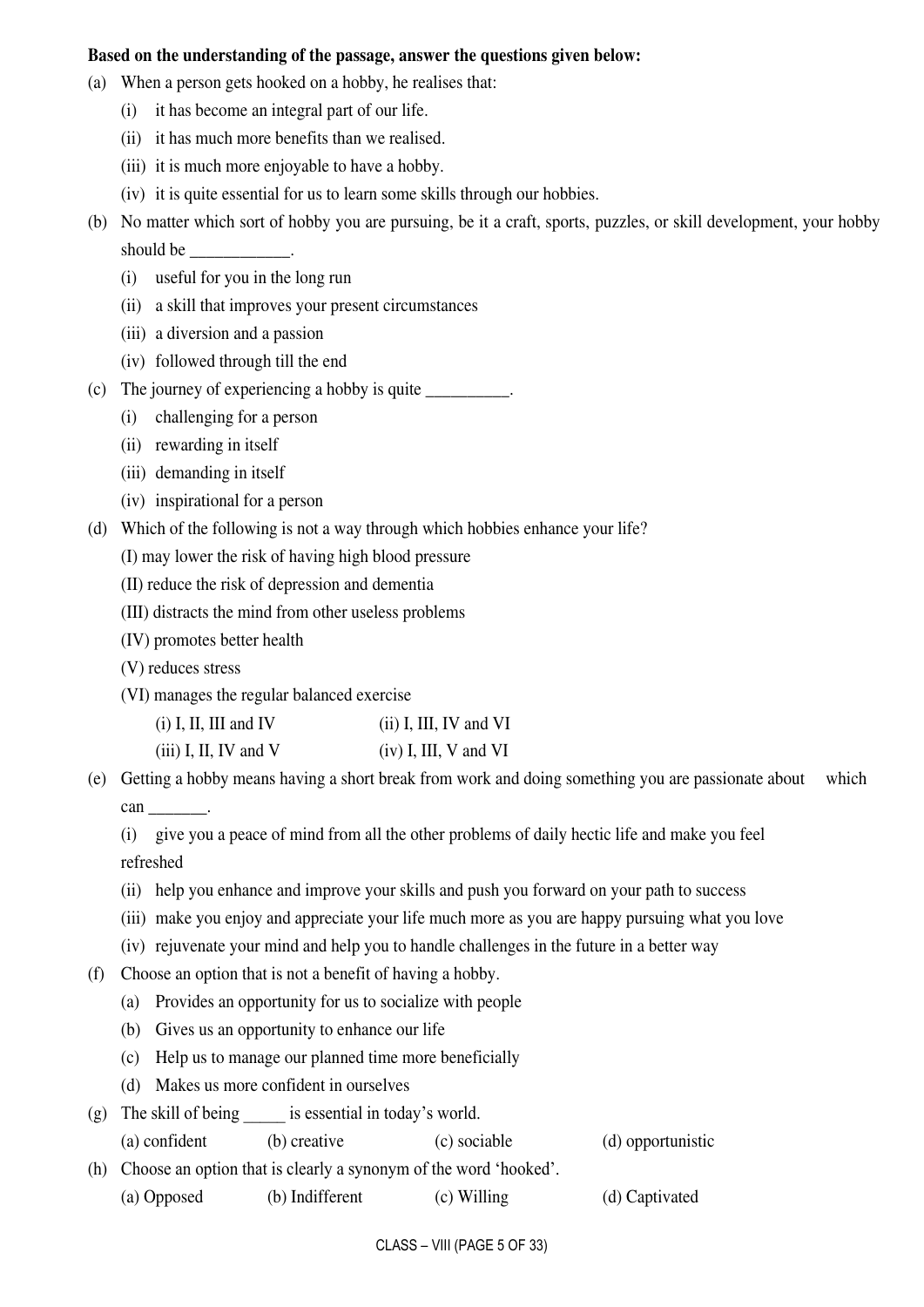**Based on the understanding of the passage, answer the questions given below:**

(a) When a person gets hooked on a hobby, he realises that:

 (i) it has become an integral part of our life.

 (ii) it has much more benefits than we realised.

 (iii) it is much more enjoyable to have a hobby.

 (iv) it is quite essential for us to learn some skills through our hobbies.

(b) No matter which sort of hobby you are pursuing, be it a craft, sports, puzzles, or skill development, your hobby should be ____________.

 (i) useful for you in the long run

 (ii) a skill that improves your present circumstances

 (iii) a diversion and a passion

 (iv) followed through till the end

(c) The journey of experiencing a hobby is quite __________.

 (i) challenging for a person

 (ii) rewarding in itself

 (iii) demanding in itself

 (iv) inspirational for a person

(d) Which of the following is not a way through which hobbies enhance your life?

 (I) may lower the risk of having high blood pressure

 (II) reduce the risk of depression and dementia

 (III) distracts the mind from other useless problems

 (IV) promotes better health

 (V) reduces stress

 (VI) manages the regular balanced exercise

 (i) I, II, III and IV    (ii) I, III, IV and VI

 (iii) I, II, IV and V    (iv) I, III, V and VI

(e) Getting a hobby means having a short break from work and doing something you are passionate about which can _______.

 (i) give you a peace of mind from all the other problems of daily hectic life and make you feel refreshed

 (ii) help you enhance and improve your skills and push you forward on your path to success

 (iii) make you enjoy and appreciate your life much more as you are happy pursuing what you love

 (iv) rejuvenate your mind and help you to handle challenges in the future in a better way

(f) Choose an option that is not a benefit of having a hobby.

 (a) Provides an opportunity for us to socialize with people

 (b) Gives us an opportunity to enhance our life

 (c) Help us to manage our planned time more beneficially

 (d) Makes us more confident in ourselves

(g) The skill of being _____ is essential in today's world.

 (a) confident    (b) creative    (c) sociable    (d) opportunistic

(h) Choose an option that is clearly a synonym of the word 'hooked'.

 (a) Opposed    (b) Indifferent    (c) Willing    (d) Captivated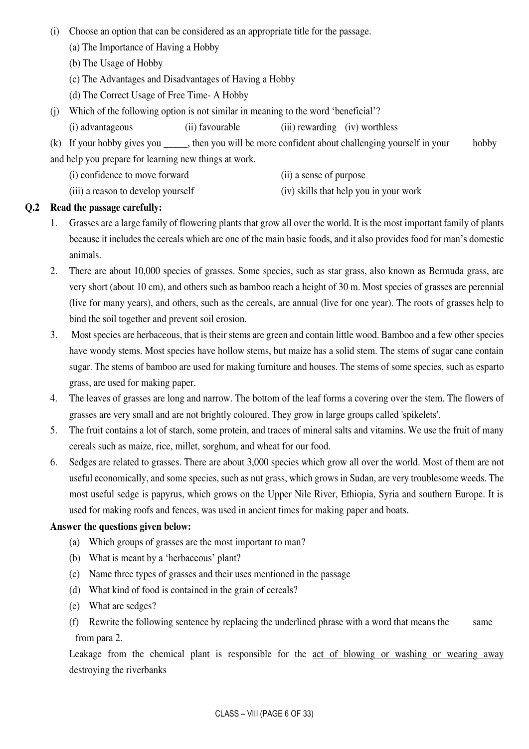(i) Choose an option that can be considered as an appropriate title for the passage.

(a) The Importance of Having a Hobby

(b) The Usage of Hobby

(c) The Advantages and Disadvantages of Having a Hobby

(d) The Correct Usage of Free Time- A Hobby

(j) Which of the following option is not similar in meaning to the word 'beneficial'?

(i) advantageous (ii) favourable (iii) rewarding (iv) worthless

(k) If your hobby gives you _____, then you will be more confident about challenging yourself in your hobby and help you prepare for learning new things at work.

(i) confidence to move forward (ii) a sense of purpose

(iii) a reason to develop yourself (iv) skills that help you in your work

**Q.2 Read the passage carefully:**

1. Grasses are a large family of flowering plants that grow all over the world. It is the most important family of plants because it includes the cereals which are one of the main basic foods, and it also provides food for man's domestic animals.
2. There are about 10,000 species of grasses. Some species, such as star grass, also known as Bermuda grass, are very short (about 10 cm), and others such as bamboo reach a height of 30 m. Most species of grasses are perennial (live for many years), and others, such as the cereals, are annual (live for one year). The roots of grasses help to bind the soil together and prevent soil erosion.
3. Most species are herbaceous, that is their stems are green and contain little wood. Bamboo and a few other species have woody stems. Most species have hollow stems, but maize has a solid stem. The stems of sugar cane contain sugar. The stems of bamboo are used for making furniture and houses. The stems of some species, such as esparto grass, are used for making paper.
4. The leaves of grasses are long and narrow. The bottom of the leaf forms a covering over the stem. The flowers of grasses are very small and are not brightly coloured. They grow in large groups called 'spikelets'.
5. The fruit contains a lot of starch, some protein, and traces of mineral salts and vitamins. We use the fruit of many cereals such as maize, rice, millet, sorghum, and wheat for our food.
6. Sedges are related to grasses. There are about 3,000 species which grow all over the world. Most of them are not useful economically, and some species, such as nut grass, which grows in Sudan, are very troublesome weeds. The most useful sedge is papyrus, which grows on the Upper Nile River, Ethiopia, Syria and southern Europe. It is used for making roofs and fences, was used in ancient times for making paper and boats.

**Answer the questions given below:**

(a) Which groups of grasses are the most important to man?

(b) What is meant by a 'herbaceous' plant?

(c) Name three types of grasses and their uses mentioned in the passage

(d) What kind of food is contained in the grain of cereals?

(e) What are sedges?

(f) Rewrite the following sentence by replacing the underlined phrase with a word that means the same from para 2.

Leakage from the chemical plant is responsible for the <u>act of blowing or washing or wearing away</u> destroying the riverbanks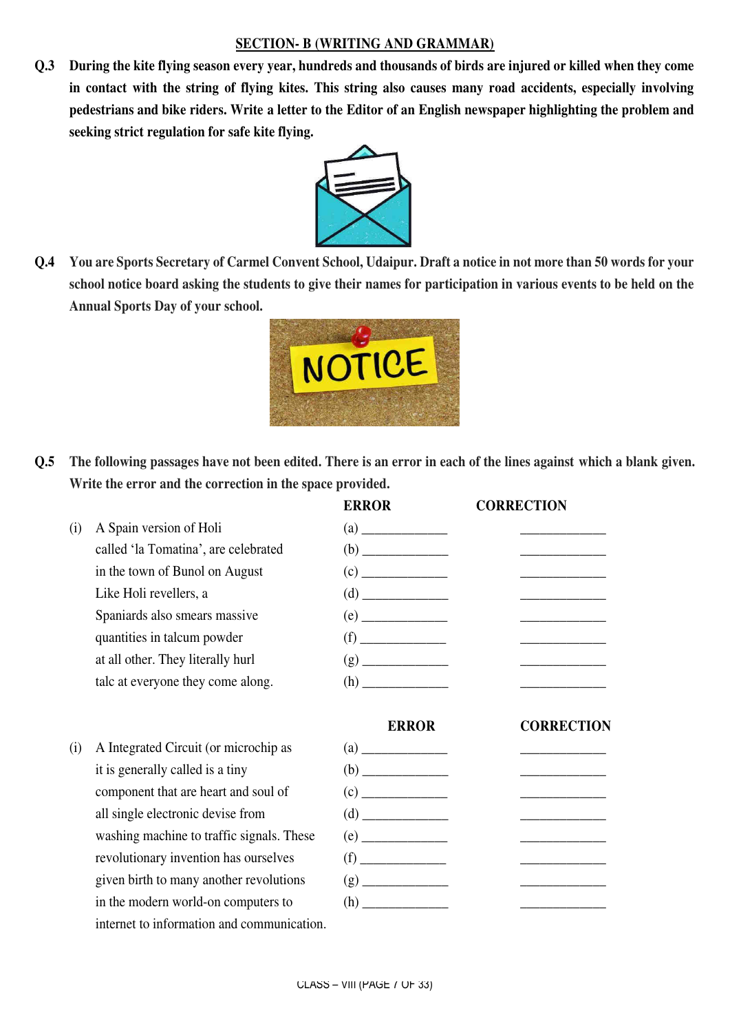## SECTION- B (WRITING AND GRAMMAR)

**Q.3** **During the kite flying season every year, hundreds and thousands of birds are injured or killed when they come in contact with the string of flying kites. This string also causes many road accidents, especially involving pedestrians and bike riders. Write a letter to the Editor of an English newspaper highlighting the problem and seeking strict regulation for safe kite flying.**

**Q.4** **You are Sports Secretary of Carmel Convent School, Udaipur. Draft a notice in not more than 50 words for your school notice board asking the students to give their names for participation in various events to be held on the Annual Sports Day of your school.**

**Q.5** **The following passages have not been edited. There is an error in each of the lines against which a blank given. Write the error and the correction in the space provided.**

| | | ERROR | CORRECTION |
|---|---|---|---|
| (i) | A Spain version of Holi | (a) ____________ | ____________ |
| | called 'la Tomatina', are celebrated | (b) ____________ | ____________ |
| | in the town of Bunol on August | (c) ____________ | ____________ |
| | Like Holi revellers, a | (d) ____________ | ____________ |
| | Spaniards also smears massive | (e) ____________ | ____________ |
| | quantities in talcum powder | (f) ____________ | ____________ |
| | at all other. They literally hurl | (g) ____________ | ____________ |
| | talc at everyone they come along. | (h) ____________ | ____________ |

| | | ERROR | CORRECTION |
|---|---|---|---|
| (i) | A Integrated Circuit (or microchip as | (a) ____________ | ____________ |
| | it is generally called is a tiny | (b) ____________ | ____________ |
| | component that are heart and soul of | (c) ____________ | ____________ |
| | all single electronic devise from | (d) ____________ | ____________ |
| | washing machine to traffic signals. These | (e) ____________ | ____________ |
| | revolutionary invention has ourselves | (f) ____________ | ____________ |
| | given birth to many another revolutions | (g) ____________ | ____________ |
| | in the modern world-on computers to | (h) ____________ | ____________ |
| | internet to information and communication. | | |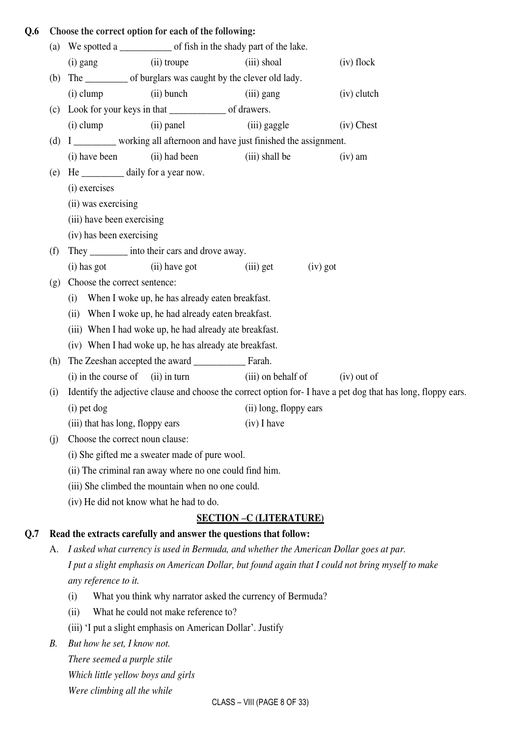**Q.6 Choose the correct option for each of the following:**

(a) We spotted a ___________ of fish in the shady part of the lake.

(i) gang (ii) troupe (iii) shoal (iv) flock

(b) The _________ of burglars was caught by the clever old lady.

(i) clump (ii) bunch (iii) gang (iv) clutch

(c) Look for your keys in that ____________ of drawers.

(i) clump (ii) panel (iii) gaggle (iv) Chest

(d) I _________ working all afternoon and have just finished the assignment.

(i) have been (ii) had been (iii) shall be (iv) am

(e) He _________ daily for a year now.

(i) exercises

(ii) was exercising

(iii) have been exercising

(iv) has been exercising

(f) They ________ into their cars and drove away.

(i) has got (ii) have got (iii) get (iv) got

(g) Choose the correct sentence:

(i) When I woke up, he has already eaten breakfast.

(ii) When I woke up, he had already eaten breakfast.

(iii) When I had woke up, he had already ate breakfast.

(iv) When I had woke up, he has already ate breakfast.

(h) The Zeeshan accepted the award ___________ Farah.

(i) in the course of (ii) in turn (iii) on behalf of (iv) out of

(i) Identify the adjective clause and choose the correct option for- I have a pet dog that has long, floppy ears.

(i) pet dog (ii) long, floppy ears

(iii) that has long, floppy ears (iv) I have

(j) Choose the correct noun clause:

(i) She gifted me a sweater made of pure wool.

(ii) The criminal ran away where no one could find him.

(iii) She climbed the mountain when no one could.

(iv) He did not know what he had to do.

## SECTION –C (LITERATURE)

**Q.7 Read the extracts carefully and answer the questions that follow:**

A. *I asked what currency is used in Bermuda, and whether the American Dollar goes at par. I put a slight emphasis on American Dollar, but found again that I could not bring myself to make any reference to it.*

(i) What you think why narrator asked the currency of Bermuda?

(ii) What he could not make reference to?

(iii) 'I put a slight emphasis on American Dollar'. Justify

*B. But how he set, I know not.*
*There seemed a purple stile*
*Which little yellow boys and girls*
*Were climbing all the while*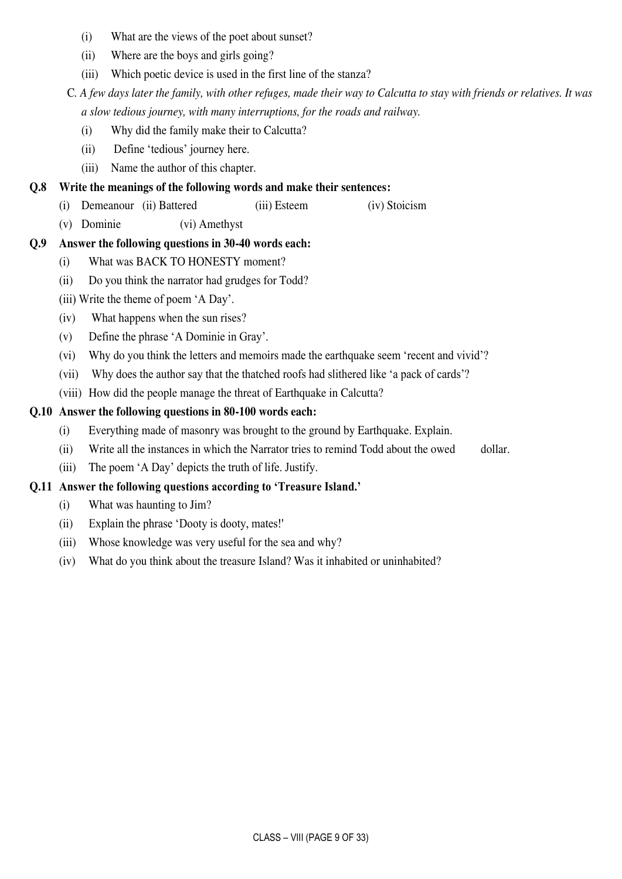(i) What are the views of the poet about sunset?

(ii) Where are the boys and girls going?

(iii) Which poetic device is used in the first line of the stanza?

C. *A few days later the family, with other refuges, made their way to Calcutta to stay with friends or relatives. It was a slow tedious journey, with many interruptions, for the roads and railway.*

(i) Why did the family make their to Calcutta?

(ii) Define 'tedious' journey here.

(iii) Name the author of this chapter.

**Q.8 Write the meanings of the following words and make their sentences:**

(i) Demeanour (ii) Battered (iii) Esteem (iv) Stoicism

(v) Dominie (vi) Amethyst

**Q.9 Answer the following questions in 30-40 words each:**

(i) What was BACK TO HONESTY moment?

(ii) Do you think the narrator had grudges for Todd?

(iii) Write the theme of poem 'A Day'.

(iv) What happens when the sun rises?

(v) Define the phrase 'A Dominie in Gray'.

(vi) Why do you think the letters and memoirs made the earthquake seem 'recent and vivid'?

(vii) Why does the author say that the thatched roofs had slithered like 'a pack of cards'?

(viii) How did the people manage the threat of Earthquake in Calcutta?

**Q.10 Answer the following questions in 80-100 words each:**

(i) Everything made of masonry was brought to the ground by Earthquake. Explain.

(ii) Write all the instances in which the Narrator tries to remind Todd about the owed dollar.

(iii) The poem 'A Day' depicts the truth of life. Justify.

**Q.11 Answer the following questions according to 'Treasure Island.'**

(i) What was haunting to Jim?

(ii) Explain the phrase 'Dooty is dooty, mates!'

(iii) Whose knowledge was very useful for the sea and why?

(iv) What do you think about the treasure Island? Was it inhabited or uninhabited?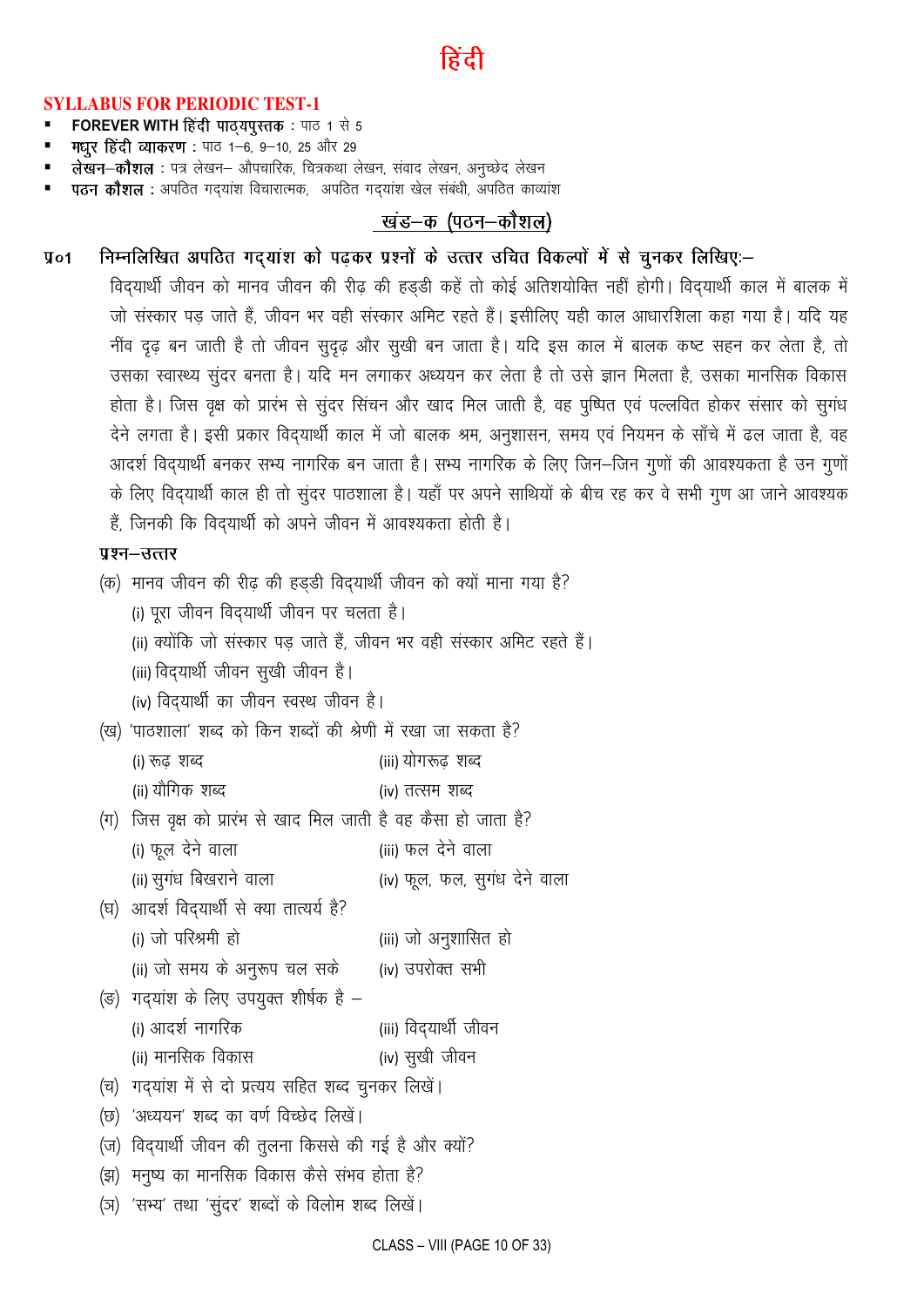# हिंदी

## SYLLABUS FOR PERIODIC TEST-1

- **FOREVER WITH हिंदी पाठ्यपुस्तक** : पाठ 1 से 5
- **मधुर हिंदी व्याकरण** : पाठ 1–6, 9–10, 25 और 29
- **लेखन–कौशल** : पत्र लेखन– औपचारिक, चित्रकथा लेखन, संवाद लेखन, अनुच्छेद लेखन
- **पठन कौशल** : अपठित गद्यांश विचारात्मक, अपठित गद्यांश खेल संबंधी, अपठित काव्यांश

## खंड–क (पठन–कौशल)

**प्र01 निम्नलिखित अपठित गद्यांश को पढ़कर प्रश्नों के उत्तर उचित विकल्पों में से चुनकर लिखिए:–**

विद्यार्थी जीवन को मानव जीवन की रीढ़ की हड्डी कहें तो कोई अतिशयोक्ति नहीं होगी। विद्यार्थी काल में बालक में जो संस्कार पड़ जाते हैं, जीवन भर वही संस्कार अमिट रहते हैं। इसीलिए यही काल आधारशिला कहा गया है। यदि यह नींव दृढ़ बन जाती है तो जीवन सुदृढ़ और सुखी बन जाता है। यदि इस काल में बालक कष्ट सहन कर लेता है, तो उसका स्वास्थ्य सुंदर बनता है। यदि मन लगाकर अध्ययन कर लेता है तो उसे ज्ञान मिलता है, उसका मानसिक विकास होता है। जिस वृक्ष को प्रारंभ से सुंदर सिंचन और खाद मिल जाती है, वह पुष्पित एवं पल्लवित होकर संसार को सुगंध देने लगता है। इसी प्रकार विद्यार्थी काल में जो बालक श्रम, अनुशासन, समय एवं नियमन के साँचे में ढल जाता है, वह आदर्श विद्यार्थी बनकर सभ्य नागरिक बन जाता है। सभ्य नागरिक के लिए जिन–जिन गुणों की आवश्यकता है उन गुणों के लिए विद्यार्थी काल ही तो सुंदर पाठशाला है। यहाँ पर अपने साथियों के बीच रह कर वे सभी गुण आ जाने आवश्यक हैं, जिनकी कि विद्यार्थी को अपने जीवन में आवश्यकता होती है।

**प्रश्न–उत्तर**

(क) मानव जीवन की रीढ़ की हड्डी विद्यार्थी जीवन को क्यों माना गया है?

(i) पूरा जीवन विद्यार्थी जीवन पर चलता है।

(ii) क्योंकि जो संस्कार पड़ जाते हैं, जीवन भर वही संस्कार अमिट रहते हैं।

(iii) विद्यार्थी जीवन सुखी जीवन है।

(iv) विद्यार्थी का जीवन स्वस्थ जीवन है।

(ख) 'पाठशाला' शब्द को किन शब्दों की श्रेणी में रखा जा सकता है?

(i) रूढ़ शब्द

(ii) यौगिक शब्द

(iii) योगरूढ़ शब्द

(iv) तत्सम शब्द

(ग) जिस वृक्ष को प्रारंभ से खाद मिल जाती है वह कैसा हो जाता है?

(i) फूल देने वाला

(ii) सुगंध बिखराने वाला

(iii) फल देने वाला

(iv) फूल, फल, सुगंध देने वाला

(घ) आदर्श विद्यार्थी से क्या तात्पर्य है?

(i) जो परिश्रमी हो

(ii) जो समय के अनुरूप चल सके

(iii) जो अनुशासित हो

(iv) उपरोक्त सभी

(ङ) गद्यांश के लिए उपयुक्त शीर्षक है –

(i) आदर्श नागरिक

(ii) मानसिक विकास

(iii) विद्यार्थी जीवन

(iv) सुखी जीवन

(च) गद्यांश में से दो प्रत्यय सहित शब्द चुनकर लिखें।

(छ) 'अध्ययन' शब्द का वर्ण विच्छेद लिखें।

(ज) विद्यार्थी जीवन की तुलना किससे की गई है और क्यों?

(झ) मनुष्य का मानसिक विकास कैसे संभव होता है?

(ञ) 'सभ्य' तथा 'सुंदर' शब्दों के विलोम शब्द लिखें।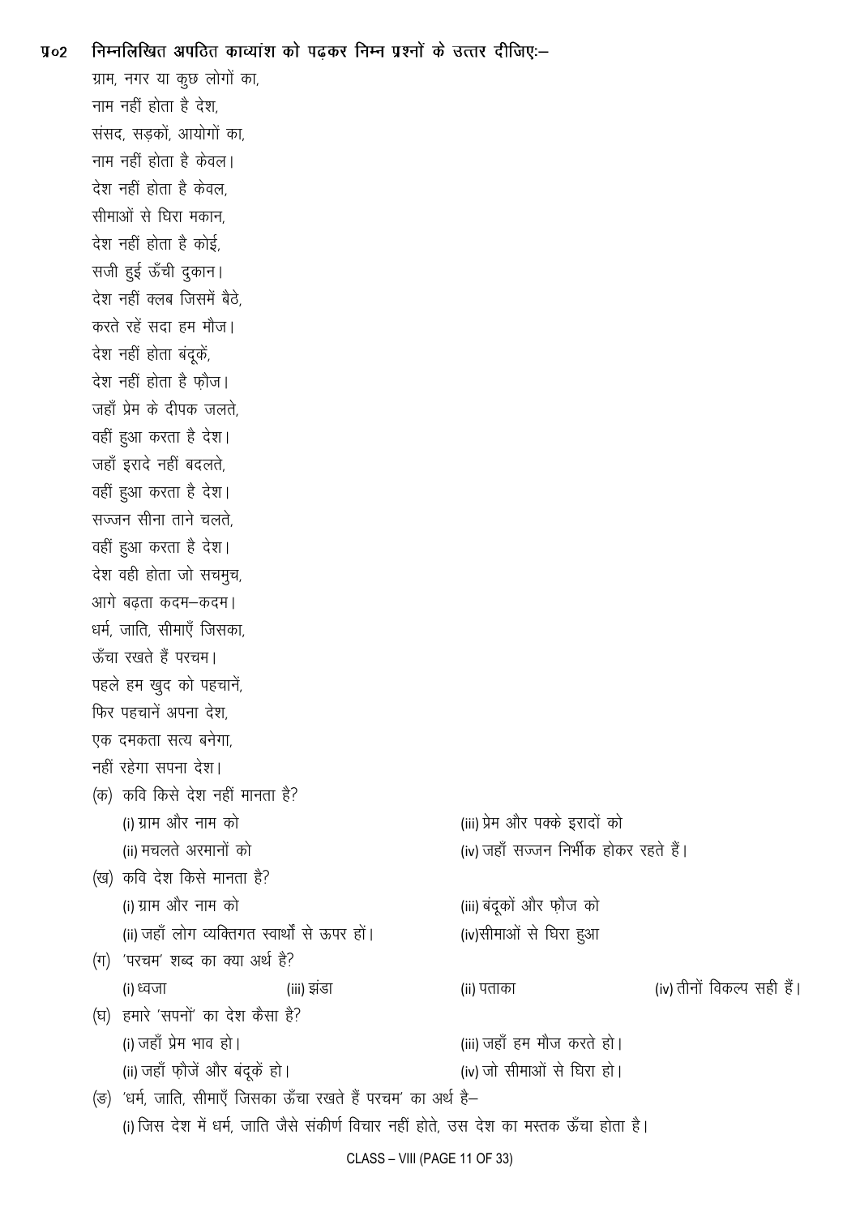**प्र०2 निम्नलिखित अपठित काव्यांश को पढ़कर निम्न प्रश्नों के उत्तर दीजिएः–**

ग्राम, नगर या कुछ लोगों का,
नाम नहीं होता है देश,
संसद, सड़कों, आयोगों का,
नाम नहीं होता है केवल।
देश नहीं होता है केवल,
सीमाओं से घिरा मकान,
देश नहीं होता है कोई,
सजी हुई ऊँची दुकान।
देश नहीं क्लब जिसमें बैठे,
करते रहें सदा हम मौज।
देश नहीं होता बंदूकें,
देश नहीं होता है फ़ौज।
जहाँ प्रेम के दीपक जलते,
वहीं हुआ करता है देश।
जहाँ इरादे नहीं बदलते,
वहीं हुआ करता है देश।
सज्जन सीना ताने चलते,
वहीं हुआ करता है देश।
देश वही होता जो सचमुच,
आगे बढ़ता कदम–कदम।
धर्म, जाति, सीमाएँ जिसका,
ऊँचा रखते हैं परचम।
पहले हम खुद को पहचानें,
फिर पहचानें अपना देश,
एक दमकता सत्य बनेगा,
नहीं रहेगा सपना देश।

(क) कवि किसे देश नहीं मानता है?

(i) ग्राम और नाम को
(iii) प्रेम और पक्के इरादों को
(ii) मचलते अरमानों को
(iv) जहाँ सज्जन निर्भीक होकर रहते हैं।

(ख) कवि देश किसे मानता है?

(i) ग्राम और नाम को
(iii) बंदूकों और फ़ौज को
(ii) जहाँ लोग व्यक्तिगत स्वार्थों से ऊपर हों।
(iv) सीमाओं से घिरा हुआ

(ग) 'परचम' शब्द का क्या अर्थ है?

(i) ध्वजा
(iii) झंडा
(ii) पताका
(iv) तीनों विकल्प सही हैं।

(घ) हमारे 'सपनों' का देश कैसा है?

(i) जहाँ प्रेम भाव हो।
(iii) जहाँ हम मौज करते हो।
(ii) जहाँ फ़ौजें और बंदूकें हो।
(iv) जो सीमाओं से घिरा हो।

(ङ) 'धर्म, जाति, सीमाएँ जिसका ऊँचा रखते हैं परचम' का अर्थ है–

(i) जिस देश में धर्म, जाति जैसे संकीर्ण विचार नहीं होते, उस देश का मस्तक ऊँचा होता है।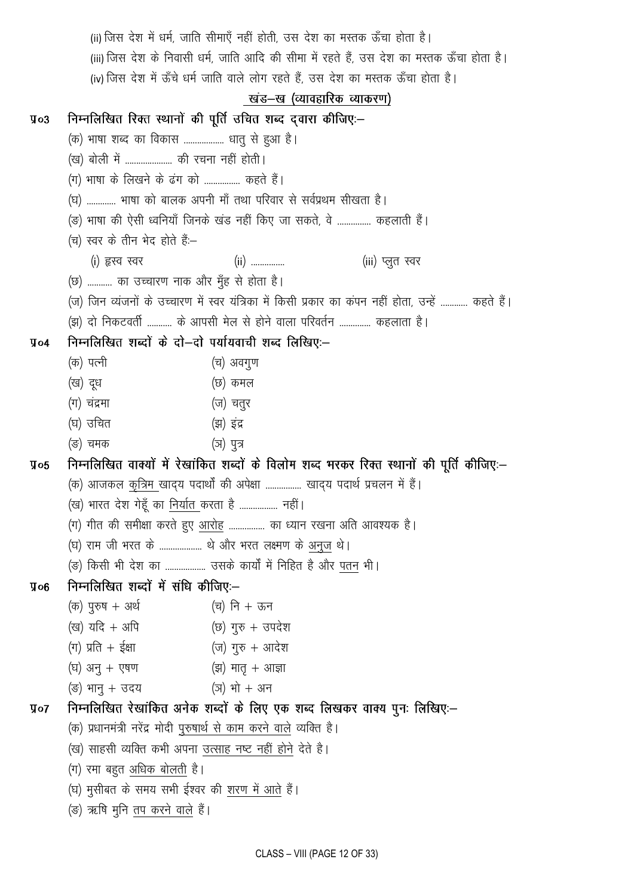(ii) जिस देश में धर्म, जाति सीमाएँ नहीं होती, उस देश का मस्तक ऊँचा होता है।

(iii) जिस देश के निवासी धर्म, जाति आदि की सीमा में रहते हैं, उस देश का मस्तक ऊँचा होता है।

(iv) जिस देश में ऊँचे धर्म जाति वाले लोग रहते हैं, उस देश का मस्तक ऊँचा होता है।

## खंड–ख (व्यावहारिक व्याकरण)

**प्र03 निम्नलिखित रिक्त स्थानों की पूर्ति उचित शब्द द्वारा कीजिए:–**

(क) भाषा शब्द का विकास .................. धातु से हुआ है।

(ख) बोली में ..................... की रचना नहीं होती।

(ग) भाषा के लिखने के ढंग को ................ कहते हैं।

(घ) ............. भाषा को बालक अपनी माँ तथा परिवार से सर्वप्रथम सीखता है।

(ङ) भाषा की ऐसी ध्वनियाँ जिनके खंड नहीं किए जा सकते, वे ............... कहलाती हैं।

(च) स्वर के तीन भेद होते हैं:–

(i) ह्रस्व स्वर (ii) ............... (iii) प्लुत स्वर

(छ) ........... का उच्चारण नाक और मुँह से होता है।

(ज) जिन व्यंजनों के उच्चारण में स्वर यंत्रिका में किसी प्रकार का कंपन नहीं होता, उन्हें ............ कहते हैं।

(झ) दो निकटवर्ती ........... के आपसी मेल से होने वाला परिवर्तन .............. कहलाता है।

**प्र04 निम्नलिखित शब्दों के दो–दो पर्यायवाची शब्द लिखिए:–**

(क) पत्नी (च) अवगुण

(ख) दूध (छ) कमल

(ग) चंद्रमा (ज) चतुर

(घ) उचित (झ) इंद्र

(ङ) चमक (ञ) पुत्र

**प्र05 निम्नलिखित वाक्यों में रेखांकित शब्दों के विलोम शब्द भरकर रिक्त स्थानों की पूर्ति कीजिए:–**

(क) आजकल कृत्रिम खाद्य पदार्थों की अपेक्षा ................ खाद्य पदार्थ प्रचलन में हैं।

(ख) भारत देश गेहूँ का निर्यात करता है ................. नहीं।

(ग) गीत की समीक्षा करते हुए आरोह ................ का ध्यान रखना अति आवश्यक है।

(घ) राम जी भरत के ................... थे और भरत लक्ष्मण के अनुज थे।

(ङ) किसी भी देश का .................. उसके कार्यों में निहित है और पतन भी।

**प्र06 निम्नलिखित शब्दों में संधि कीजिए:–**

(क) पुरुष + अर्थ (च) नि + ऊन

(ख) यदि + अपि (छ) गुरु + उपदेश

(ग) प्रति + ईक्षा (ज) गुरु + आदेश

(घ) अनु + एषण (झ) मातृ + आज्ञा

(ङ) भानु + उदय (ञ) भो + अन

**प्र07 निम्नलिखित रेखांकित अनेक शब्दों के लिए एक शब्द लिखकर वाक्य पुनः लिखिए:–**

(क) प्रधानमंत्री नरेंद्र मोदी पुरुषार्थ से काम करने वाले व्यक्ति है।

(ख) साहसी व्यक्ति कभी अपना उत्साह नष्ट नहीं होने देते है।

(ग) रमा बहुत अधिक बोलती है।

(घ) मुसीबत के समय सभी ईश्वर की शरण में आते हैं।

(ङ) ऋषि मुनि तप करने वाले हैं।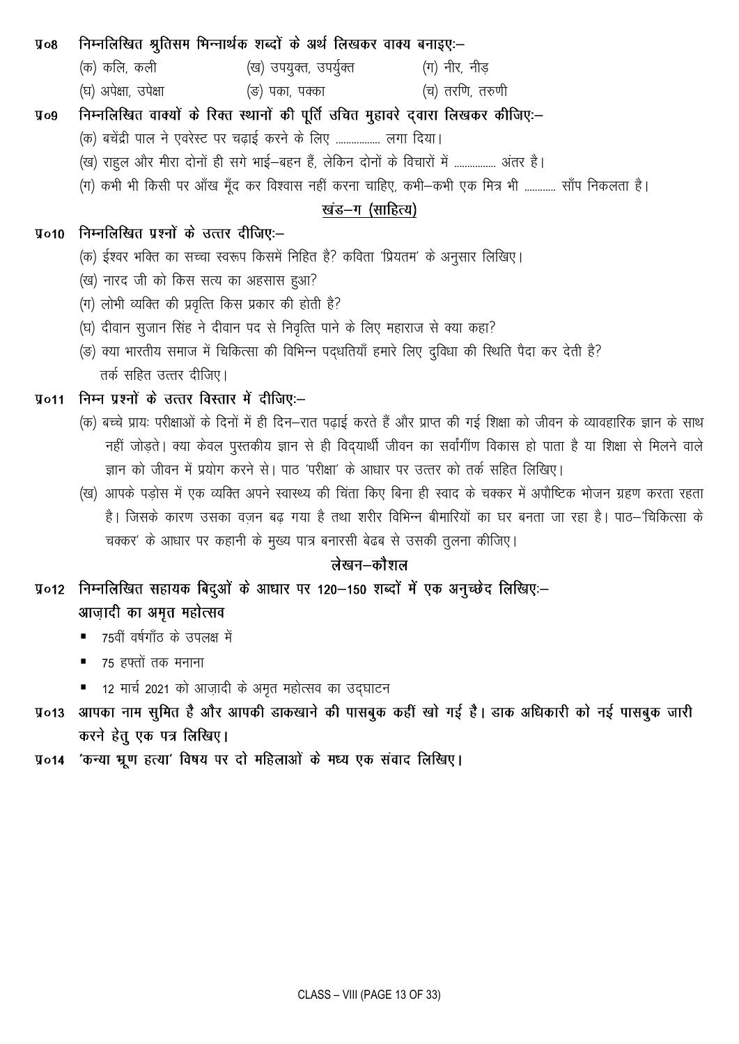**प्र०8 निम्नलिखित श्रुतिसम भिन्नार्थक शब्दों के अर्थ लिखकर वाक्य बनाइए:–**

(क) कलि, कली (ख) उपयुक्त, उपर्युक्त (ग) नीर, नीड़

(घ) अपेक्षा, उपेक्षा (ङ) पका, पक्का (च) तरणि, तरुणी

**प्र०9 निम्नलिखित वाक्यों के रिक्त स्थानों की पूर्ति उचित मुहावरे द्वारा लिखकर कीजिए:–**

(क) बचेंद्री पाल ने एवरेस्ट पर चढ़ाई करने के लिए ................ लगा दिया।

(ख) राहुल और मीरा दोनों ही सगे भाई–बहन हैं, लेकिन दोनों के विचारों में ............... अंतर है।

(ग) कभी भी किसी पर आँख मूँद कर विश्वास नहीं करना चाहिए, कभी–कभी एक मित्र भी ........... साँप निकलता है।

## खंड–ग (साहित्य)

**प्र०10 निम्नलिखित प्रश्नों के उत्तर दीजिए:–**

(क) ईश्वर भक्ति का सच्चा स्वरूप किसमें निहित है? कविता 'प्रियतम' के अनुसार लिखिए।

(ख) नारद जी को किस सत्य का अहसास हुआ?

(ग) लोभी व्यक्ति की प्रवृत्ति किस प्रकार की होती है?

(घ) दीवान सुजान सिंह ने दीवान पद से निवृत्ति पाने के लिए महाराज से क्या कहा?

(ङ) क्या भारतीय समाज में चिकित्सा की विभिन्न पद्धतियाँ हमारे लिए दुविधा की स्थिति पैदा कर देती है? तर्क सहित उत्तर दीजिए।

**प्र०11 निम्न प्रश्नों के उत्तर विस्तार में दीजिए:–**

(क) बच्चे प्रायः परीक्षाओं के दिनों में ही दिन–रात पढ़ाई करते हैं और प्राप्त की गई शिक्षा को जीवन के व्यावहारिक ज्ञान के साथ नहीं जोड़ते। क्या केवल पुस्तकीय ज्ञान से ही विद्यार्थी जीवन का सर्वांगीण विकास हो पाता है या शिक्षा से मिलने वाले ज्ञान को जीवन में प्रयोग करने से। पाठ 'परीक्षा' के आधार पर उत्तर को तर्क सहित लिखिए।

(ख) आपके पड़ोस में एक व्यक्ति अपने स्वास्थ्य की चिंता किए बिना ही स्वाद के चक्कर में अपौष्टिक भोजन ग्रहण करता रहता है। जिसके कारण उसका वज़न बढ़ गया है तथा शरीर विभिन्न बीमारियों का घर बनता जा रहा है। पाठ–'चिकित्सा के चक्कर' के आधार पर कहानी के मुख्य पात्र बनारसी बेढब से उसकी तुलना कीजिए।

## लेखन–कौशल

**प्र०12 निम्नलिखित सहायक बिंदुओं के आधार पर 120–150 शब्दों में एक अनुच्छेद लिखिए:–**

**आज़ादी का अमृत महोत्सव**

- 75वीं वर्षगाँठ के उपलक्ष में
- 75 हफ्तों तक मनाना
- 12 मार्च 2021 को आज़ादी के अमृत महोत्सव का उद्घाटन

**प्र०13 आपका नाम सुमित है और आपकी डाकखाने की पासबुक कहीं खो गई है। डाक अधिकारी को नई पासबुक जारी करने हेतु एक पत्र लिखिए।**

**प्र०14 'कन्या भ्रूण हत्या' विषय पर दो महिलाओं के मध्य एक संवाद लिखिए।**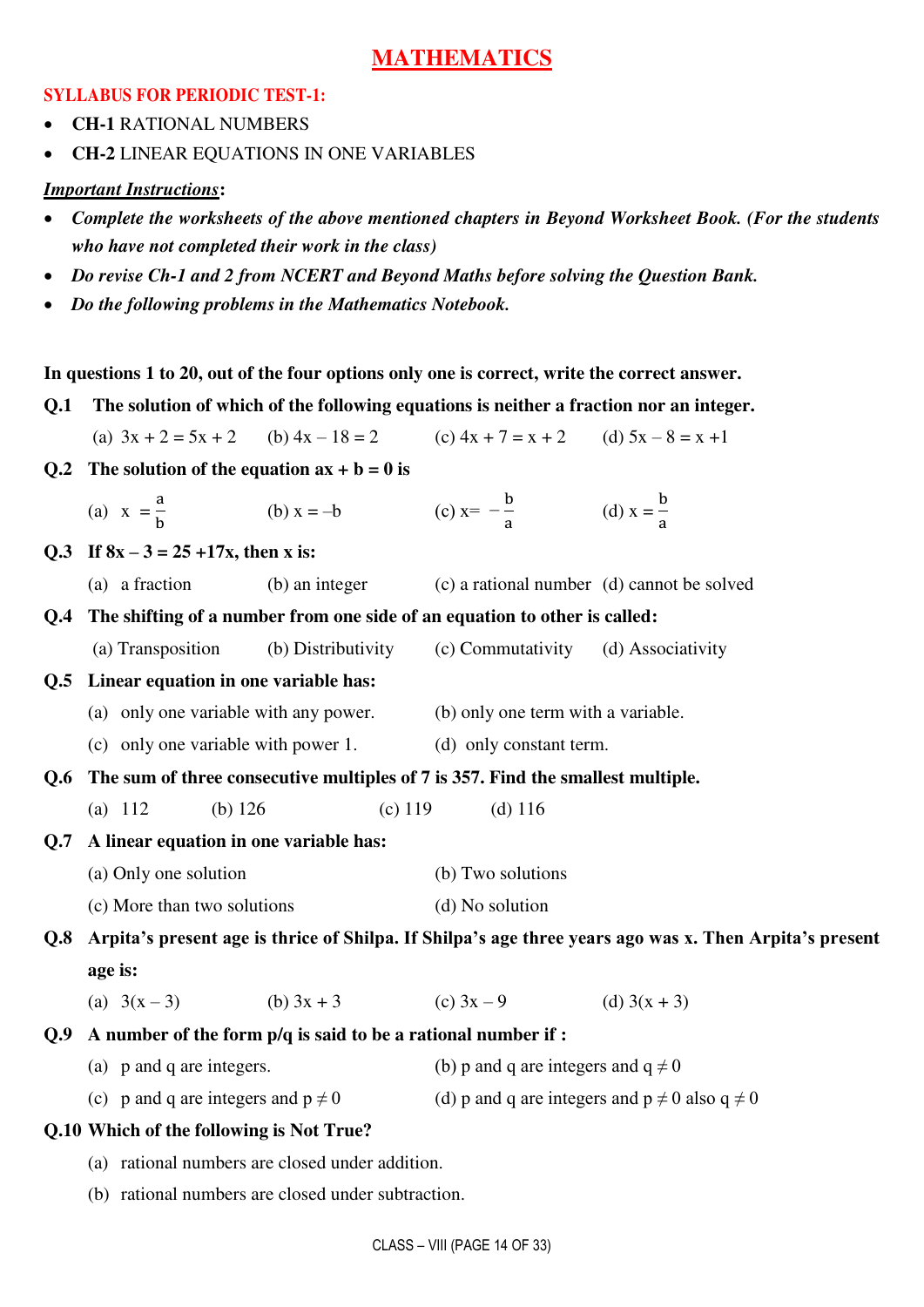# MATHEMATICS

**SYLLABUS FOR PERIODIC TEST-1:**

- **CH-1** RATIONAL NUMBERS
- **CH-2** LINEAR EQUATIONS IN ONE VARIABLES

***Important Instructions*:**

- ***Complete the worksheets of the above mentioned chapters in Beyond Worksheet Book. (For the students who have not completed their work in the class)***
- ***Do revise Ch-1 and 2 from NCERT and Beyond Maths before solving the Question Bank.***
- ***Do the following problems in the Mathematics Notebook.***

**In questions 1 to 20, out of the four options only one is correct, write the correct answer.**

**Q.1 The solution of which of the following equations is neither a fraction nor an integer.**

(a) $3x + 2 = 5x + 2$ (b) $4x - 18 = 2$ (c) $4x + 7 = x + 2$ (d) $5x - 8 = x + 1$

**Q.2 The solution of the equation $ax + b = 0$ is**

(a) $x = \frac{a}{b}$ (b) $x = -b$ (c) $x = -\frac{b}{a}$ (d) $x = \frac{b}{a}$

**Q.3 If $8x - 3 = 25 + 17x$, then x is:**

(a) a fraction (b) an integer (c) a rational number (d) cannot be solved

**Q.4 The shifting of a number from one side of an equation to other is called:**

(a) Transposition (b) Distributivity (c) Commutativity (d) Associativity

**Q.5 Linear equation in one variable has:**

(a) only one variable with any power. (b) only one term with a variable.

(c) only one variable with power 1. (d) only constant term.

**Q.6 The sum of three consecutive multiples of 7 is 357. Find the smallest multiple.**

(a) 112 (b) 126 (c) 119 (d) 116

**Q.7 A linear equation in one variable has:**

(a) Only one solution (b) Two solutions

(c) More than two solutions (d) No solution

**Q.8 Arpita's present age is thrice of Shilpa. If Shilpa's age three years ago was x. Then Arpita's present age is:**

(a) $3(x - 3)$ (b) $3x + 3$ (c) $3x - 9$ (d) $3(x + 3)$

**Q.9 A number of the form p/q is said to be a rational number if :**

(a) p and q are integers. (b) p and q are integers and $q \neq 0$

(c) p and q are integers and $p \neq 0$ (d) p and q are integers and $p \neq 0$ also $q \neq 0$

**Q.10 Which of the following is Not True?**

(a) rational numbers are closed under addition.

(b) rational numbers are closed under subtraction.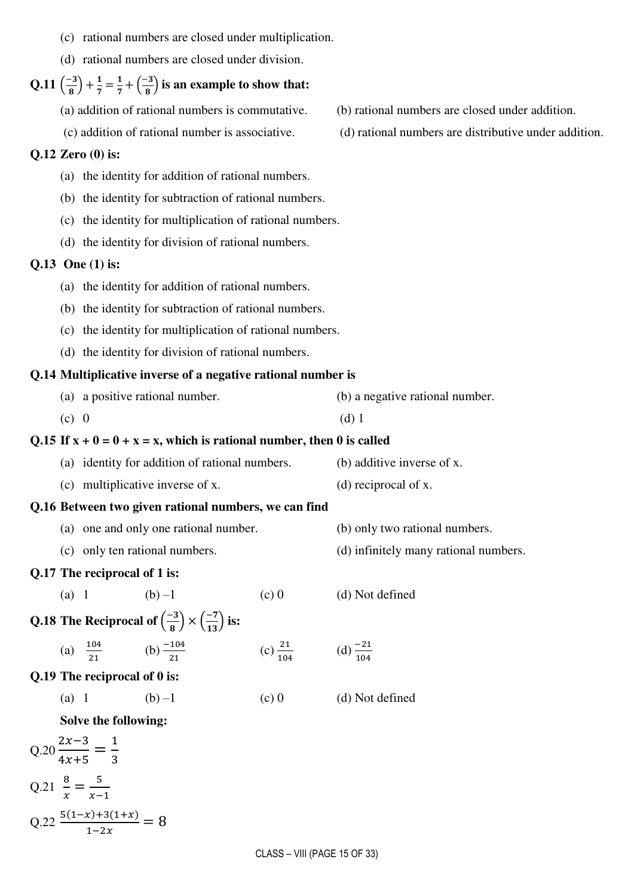(c) rational numbers are closed under multiplication.

(d) rational numbers are closed under division.

**Q.11** $\left(\frac{-3}{8}\right) + \frac{1}{7} = \frac{1}{7} + \left(\frac{-3}{8}\right)$ **is an example to show that:**

(a) addition of rational numbers is commutative.

(b) rational numbers are closed under addition.

(c) addition of rational number is associative.

(d) rational numbers are distributive under addition.

**Q.12 Zero (0) is:**

(a) the identity for addition of rational numbers.

(b) the identity for subtraction of rational numbers.

(c) the identity for multiplication of rational numbers.

(d) the identity for division of rational numbers.

**Q.13 One (1) is:**

(a) the identity for addition of rational numbers.

(b) the identity for subtraction of rational numbers.

(c) the identity for multiplication of rational numbers.

(d) the identity for division of rational numbers.

**Q.14 Multiplicative inverse of a negative rational number is**

(a) a positive rational number.

(b) a negative rational number.

(c) 0

(d) 1

**Q.15 If x + 0 = 0 + x = x, which is rational number, then 0 is called**

(a) identity for addition of rational numbers.

(b) additive inverse of x.

(c) multiplicative inverse of x.

(d) reciprocal of x.

**Q.16 Between two given rational numbers, we can find**

(a) one and only one rational number.

(b) only two rational numbers.

(c) only ten rational numbers.

(d) infinitely many rational numbers.

**Q.17 The reciprocal of 1 is:**

(a) 1 (b) –1 (c) 0 (d) Not defined

**Q.18 The Reciprocal of** $\left(\frac{-3}{8}\right) \times \left(\frac{-7}{13}\right)$ **is:**

(a) $\frac{104}{21}$ (b) $\frac{-104}{21}$ (c) $\frac{21}{104}$ (d) $\frac{-21}{104}$

**Q.19 The reciprocal of 0 is:**

(a) 1 (b) –1 (c) 0 (d) Not defined

**Solve the following:**

Q.20 $\frac{2x-3}{4x+5} = \frac{1}{3}$

Q.21 $\frac{8}{x} = \frac{5}{x-1}$

Q.22 $\frac{5(1-x)+3(1+x)}{1-2x} = 8$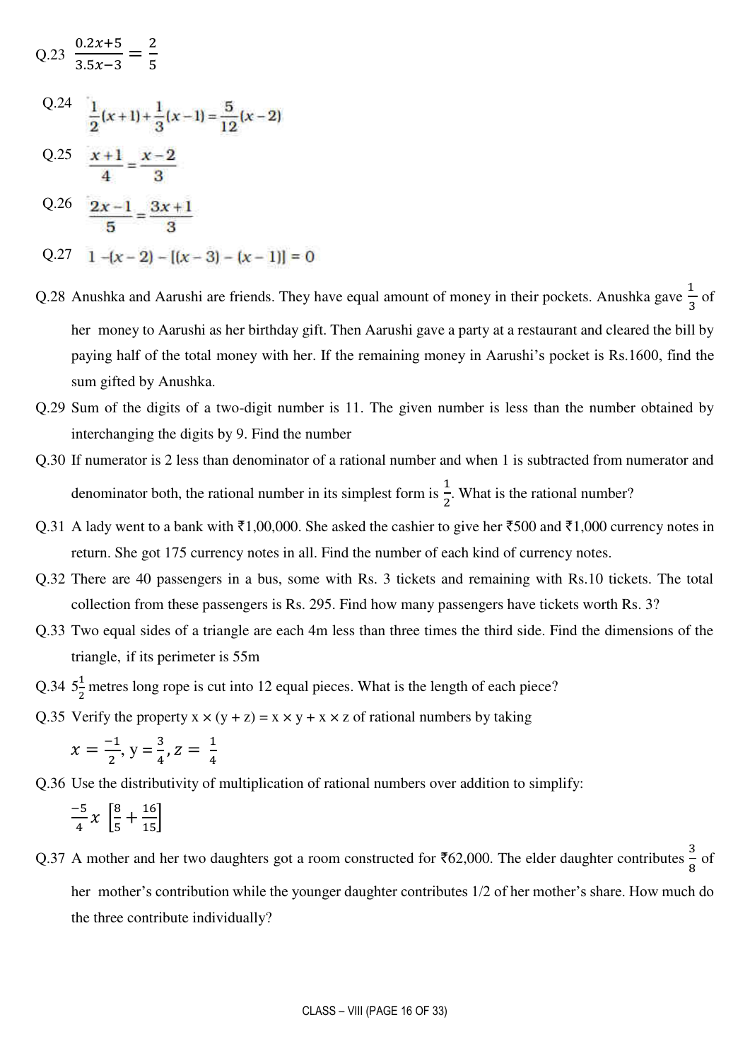Q.23 $\frac{0.2x+5}{3.5x-3} = \frac{2}{5}$

Q.24 $\frac{1}{2}(x+1)+\frac{1}{3}(x-1)=\frac{5}{12}(x-2)$

Q.25 $\frac{x+1}{4}=\frac{x-2}{3}$

Q.26 $\frac{2x-1}{5}=\frac{3x+1}{3}$

Q.27 $1-(x-2)-[(x-3)-(x-1)]=0$

Q.28 Anushka and Aarushi are friends. They have equal amount of money in their pockets. Anushka gave $\frac{1}{3}$ of her money to Aarushi as her birthday gift. Then Aarushi gave a party at a restaurant and cleared the bill by paying half of the total money with her. If the remaining money in Aarushi's pocket is Rs.1600, find the sum gifted by Anushka.

Q.29 Sum of the digits of a two-digit number is 11. The given number is less than the number obtained by interchanging the digits by 9. Find the number

Q.30 If numerator is 2 less than denominator of a rational number and when 1 is subtracted from numerator and denominator both, the rational number in its simplest form is $\frac{1}{2}$. What is the rational number?

Q.31 A lady went to a bank with ₹1,00,000. She asked the cashier to give her ₹500 and ₹1,000 currency notes in return. She got 175 currency notes in all. Find the number of each kind of currency notes.

Q.32 There are 40 passengers in a bus, some with Rs. 3 tickets and remaining with Rs.10 tickets. The total collection from these passengers is Rs. 295. Find how many passengers have tickets worth Rs. 3?

Q.33 Two equal sides of a triangle are each 4m less than three times the third side. Find the dimensions of the triangle, if its perimeter is 55m

Q.34 $5\frac{1}{2}$ metres long rope is cut into 12 equal pieces. What is the length of each piece?

Q.35 Verify the property $x \times (y + z) = x \times y + x \times z$ of rational numbers by taking

$x = \frac{-1}{2}$, $y = \frac{3}{4}$, $z = \frac{1}{4}$

Q.36 Use the distributivity of multiplication of rational numbers over addition to simplify:

$\frac{-5}{4} x \left[\frac{8}{5} + \frac{16}{15}\right]$

Q.37 A mother and her two daughters got a room constructed for ₹62,000. The elder daughter contributes $\frac{3}{8}$ of her mother's contribution while the younger daughter contributes 1/2 of her mother's share. How much do the three contribute individually?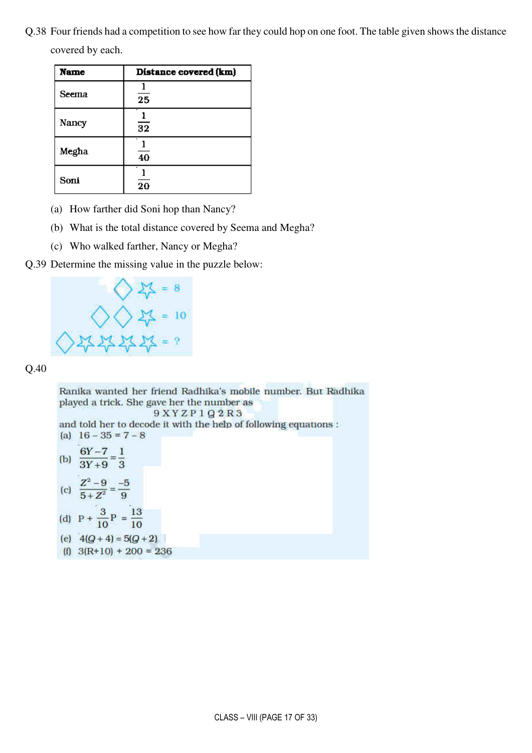Q.38 Four friends had a competition to see how far they could hop on one foot. The table given shows the distance covered by each.

| Name | Distance covered (km) |
|---|---|
| Seema | $\frac{1}{25}$ |
| Nancy | $\frac{1}{32}$ |
| Megha | $\frac{1}{40}$ |
| Soni | $\frac{1}{20}$ |

(a) How farther did Soni hop than Nancy?

(b) What is the total distance covered by Seema and Megha?

(c) Who walked farther, Nancy or Megha?

Q.39 Determine the missing value in the puzzle below:

◇ ☆ = 8

◇ ◇ ☆ = 10

◇ ☆ ☆ ☆ ☆ = ?

Q.40

Ranika wanted her friend Radhika's mobile number. But Radhika played a trick. She gave her the number as

9 X Y Z P 1 Q 2 R 3

and told her to decode it with the help of following equations :

(a) $16 - 35 = 7 - 8$

(b) $\frac{6Y-7}{3Y+9} = \frac{1}{3}$

(c) $\frac{Z^2-9}{5+Z^2} = \frac{-5}{9}$

(d) $P + \frac{3}{10}P = \frac{13}{10}$

(e) $4(Q+4) = 5(Q+2)$

(f) $3(R+10) + 200 = 236$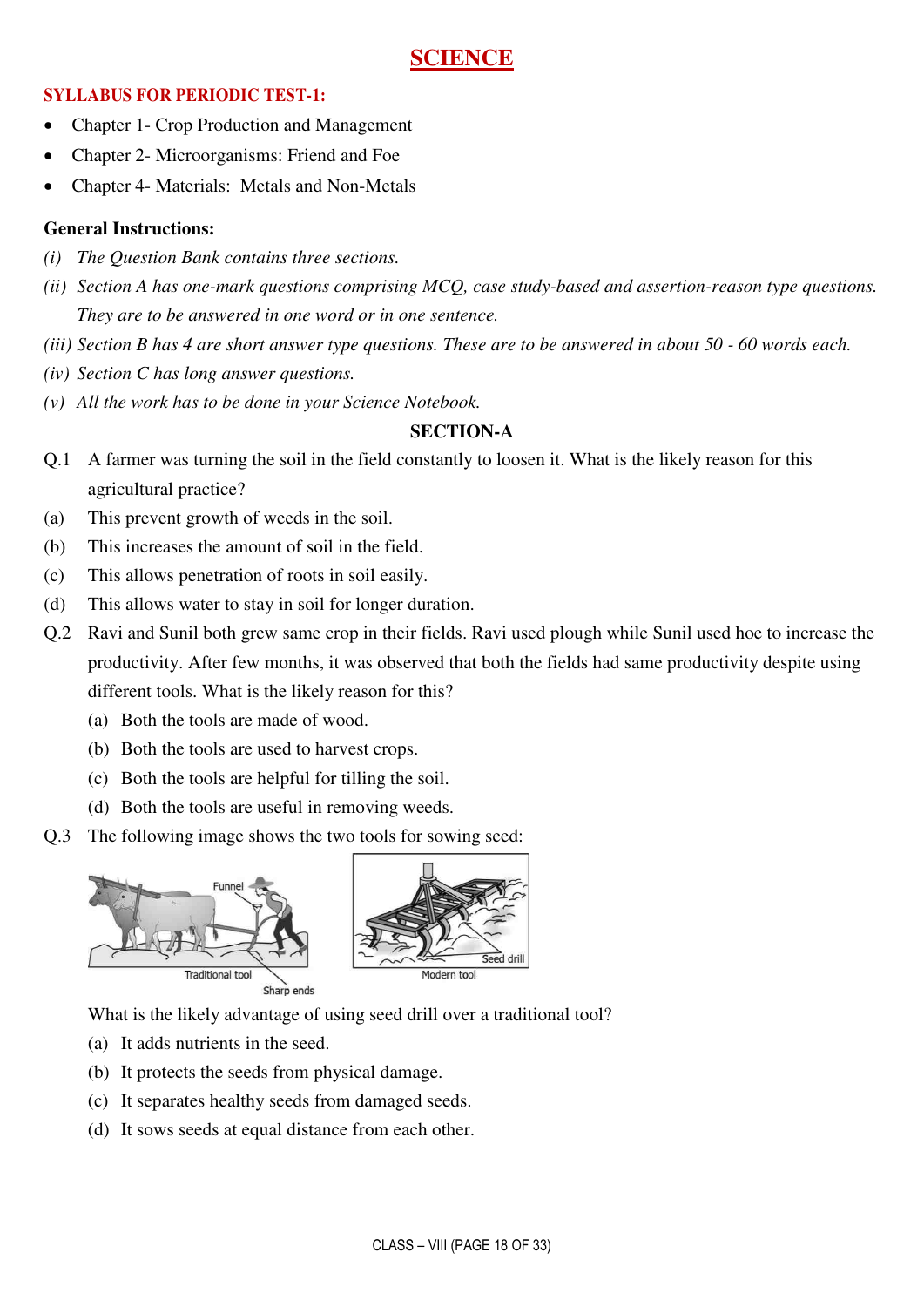# SCIENCE

**SYLLABUS FOR PERIODIC TEST-1:**

- Chapter 1- Crop Production and Management
- Chapter 2- Microorganisms: Friend and Foe
- Chapter 4- Materials: Metals and Non-Metals

**General Instructions:**

*(i) The Question Bank contains three sections.*

*(ii) Section A has one-mark questions comprising MCQ, case study-based and assertion-reason type questions. They are to be answered in one word or in one sentence.*

*(iii) Section B has 4 are short answer type questions. These are to be answered in about 50 - 60 words each.*

*(iv) Section C has long answer questions.*

*(v) All the work has to be done in your Science Notebook.*

## SECTION-A

Q.1 A farmer was turning the soil in the field constantly to loosen it. What is the likely reason for this agricultural practice?

(a) This prevent growth of weeds in the soil.

(b) This increases the amount of soil in the field.

(c) This allows penetration of roots in soil easily.

(d) This allows water to stay in soil for longer duration.

Q.2 Ravi and Sunil both grew same crop in their fields. Ravi used plough while Sunil used hoe to increase the productivity. After few months, it was observed that both the fields had same productivity despite using different tools. What is the likely reason for this?

(a) Both the tools are made of wood.

(b) Both the tools are used to harvest crops.

(c) Both the tools are helpful for tilling the soil.

(d) Both the tools are useful in removing weeds.

Q.3 The following image shows the two tools for sowing seed:

Funnel

Traditional tool

Sharp ends

Seed drill

Modern tool

What is the likely advantage of using seed drill over a traditional tool?

(a) It adds nutrients in the seed.

(b) It protects the seeds from physical damage.

(c) It separates healthy seeds from damaged seeds.

(d) It sows seeds at equal distance from each other.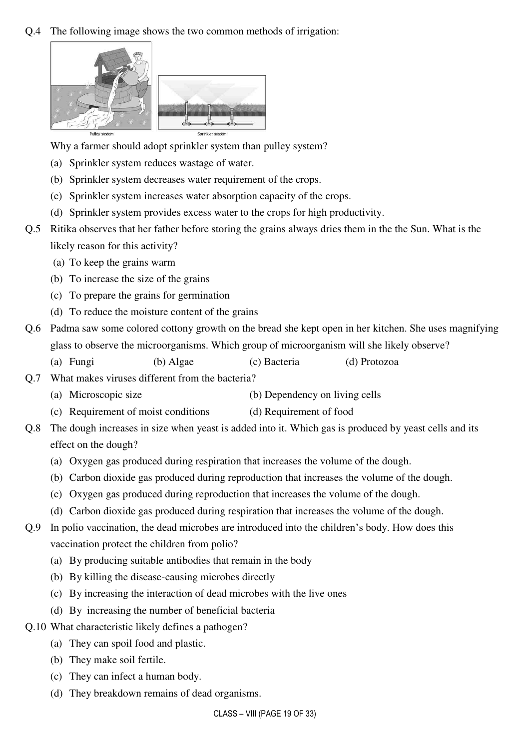Q.4 The following image shows the two common methods of irrigation:

Pulley system

Sprinkler system

Why a farmer should adopt sprinkler system than pulley system?

(a) Sprinkler system reduces wastage of water.

(b) Sprinkler system decreases water requirement of the crops.

(c) Sprinkler system increases water absorption capacity of the crops.

(d) Sprinkler system provides excess water to the crops for high productivity.

Q.5 Ritika observes that her father before storing the grains always dries them in the the Sun. What is the likely reason for this activity?

(a) To keep the grains warm

(b) To increase the size of the grains

(c) To prepare the grains for germination

(d) To reduce the moisture content of the grains

Q.6 Padma saw some colored cottony growth on the bread she kept open in her kitchen. She uses magnifying glass to observe the microorganisms. Which group of microorganism will she likely observe?

(a) Fungi (b) Algae (c) Bacteria (d) Protozoa

Q.7 What makes viruses different from the bacteria?

(a) Microscopic size (b) Dependency on living cells

(c) Requirement of moist conditions (d) Requirement of food

Q.8 The dough increases in size when yeast is added into it. Which gas is produced by yeast cells and its effect on the dough?

(a) Oxygen gas produced during respiration that increases the volume of the dough.

(b) Carbon dioxide gas produced during reproduction that increases the volume of the dough.

(c) Oxygen gas produced during reproduction that increases the volume of the dough.

(d) Carbon dioxide gas produced during respiration that increases the volume of the dough.

Q.9 In polio vaccination, the dead microbes are introduced into the children's body. How does this vaccination protect the children from polio?

(a) By producing suitable antibodies that remain in the body

(b) By killing the disease-causing microbes directly

(c) By increasing the interaction of dead microbes with the live ones

(d) By increasing the number of beneficial bacteria

Q.10 What characteristic likely defines a pathogen?

(a) They can spoil food and plastic.

(b) They make soil fertile.

(c) They can infect a human body.

(d) They breakdown remains of dead organisms.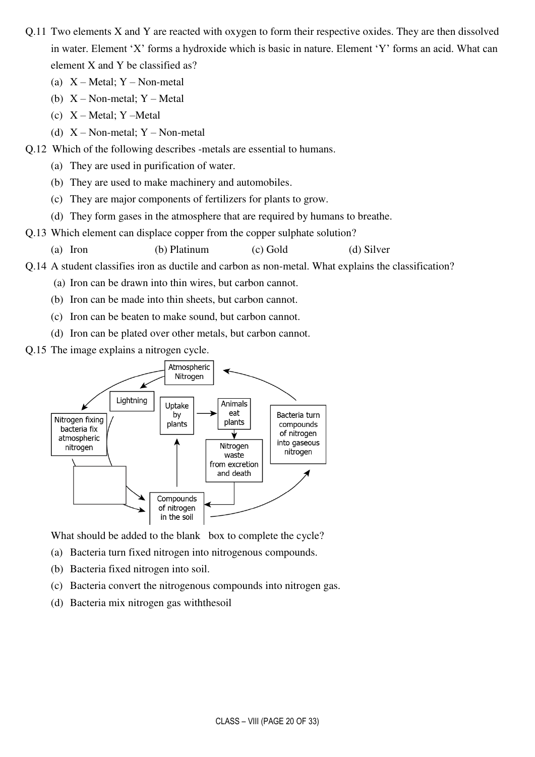Q.11 Two elements X and Y are reacted with oxygen to form their respective oxides. They are then dissolved in water. Element 'X' forms a hydroxide which is basic in nature. Element 'Y' forms an acid. What can element X and Y be classified as?

(a) X – Metal; Y – Non-metal

(b) X – Non-metal; Y – Metal

(c) X – Metal; Y –Metal

(d) X – Non-metal; Y – Non-metal

Q.12 Which of the following describes -metals are essential to humans.

(a) They are used in purification of water.

(b) They are used to make machinery and automobiles.

(c) They are major components of fertilizers for plants to grow.

(d) They form gases in the atmosphere that are required by humans to breathe.

Q.13 Which element can displace copper from the copper sulphate solution?

(a) Iron (b) Platinum (c) Gold (d) Silver

Q.14 A student classifies iron as ductile and carbon as non-metal. What explains the classification?

(a) Iron can be drawn into thin wires, but carbon cannot.

(b) Iron can be made into thin sheets, but carbon cannot.

(c) Iron can be beaten to make sound, but carbon cannot.

(d) Iron can be plated over other metals, but carbon cannot.

Q.15 The image explains a nitrogen cycle.

What should be added to the blank box to complete the cycle?

(a) Bacteria turn fixed nitrogen into nitrogenous compounds.

(b) Bacteria fixed nitrogen into soil.

(c) Bacteria convert the nitrogenous compounds into nitrogen gas.

(d) Bacteria mix nitrogen gas withthesoil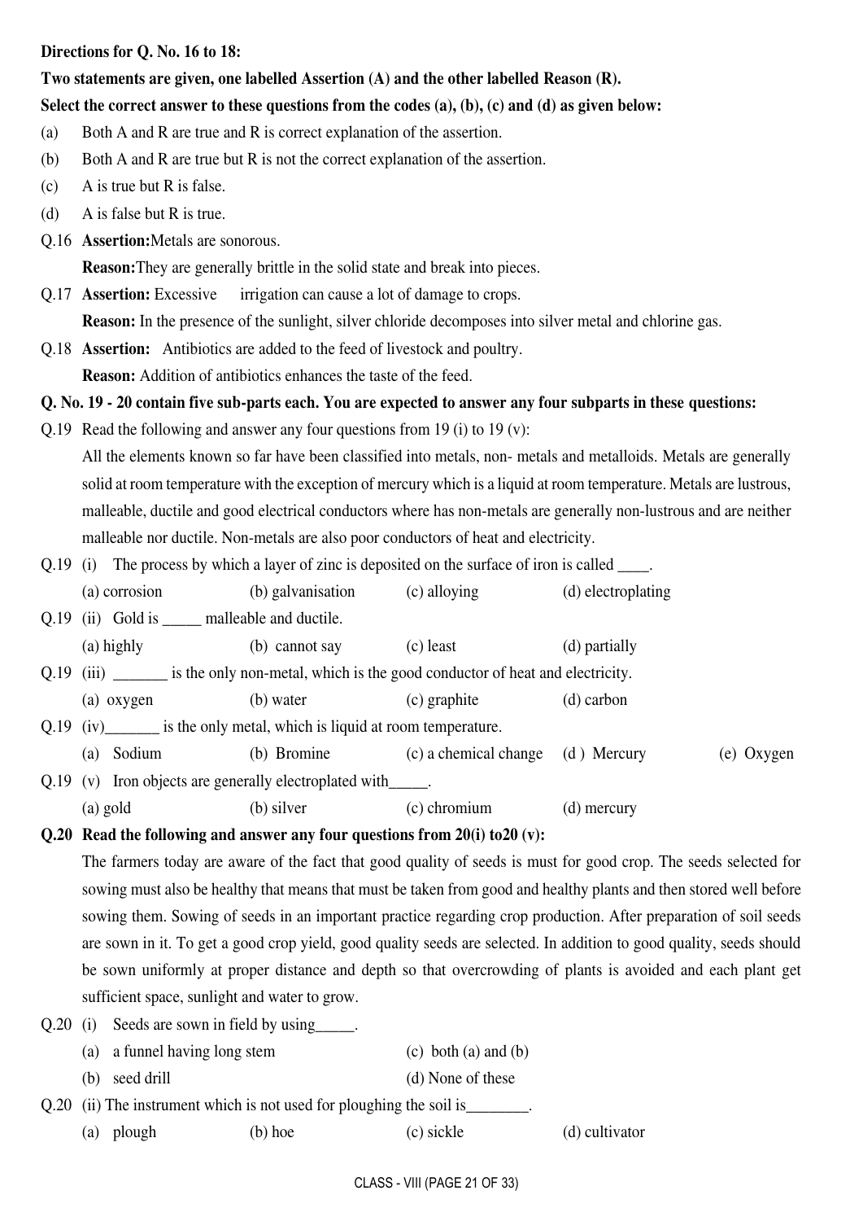**Directions for Q. No. 16 to 18:**

**Two statements are given, one labelled Assertion (A) and the other labelled Reason (R).**

**Select the correct answer to these questions from the codes (a), (b), (c) and (d) as given below:**

(a) Both A and R are true and R is correct explanation of the assertion.

(b) Both A and R are true but R is not the correct explanation of the assertion.

(c) A is true but R is false.

(d) A is false but R is true.

Q.16 **Assertion:** Metals are sonorous.

**Reason:** They are generally brittle in the solid state and break into pieces.

Q.17 **Assertion:** Excessive irrigation can cause a lot of damage to crops.

**Reason:** In the presence of the sunlight, silver chloride decomposes into silver metal and chlorine gas.

Q.18 **Assertion:** Antibiotics are added to the feed of livestock and poultry.

**Reason:** Addition of antibiotics enhances the taste of the feed.

**Q. No. 19 - 20 contain five sub-parts each. You are expected to answer any four subparts in these questions:**

Q.19 Read the following and answer any four questions from 19 (i) to 19 (v):

All the elements known so far have been classified into metals, non- metals and metalloids. Metals are generally solid at room temperature with the exception of mercury which is a liquid at room temperature. Metals are lustrous, malleable, ductile and good electrical conductors where has non-metals are generally non-lustrous and are neither malleable nor ductile. Non-metals are also poor conductors of heat and electricity.

Q.19 (i) The process by which a layer of zinc is deposited on the surface of iron is called ____.

(a) corrosion (b) galvanisation (c) alloying (d) electroplating

Q.19 (ii) Gold is _____ malleable and ductile.

(a) highly (b) cannot say (c) least (d) partially

Q.19 (iii) _______ is the only non-metal, which is the good conductor of heat and electricity.

(a) oxygen (b) water (c) graphite (d) carbon

Q.19 (iv)_______ is the only metal, which is liquid at room temperature.

(a) Sodium (b) Bromine (c) a chemical change (d ) Mercury (e) Oxygen

Q.19 (v) Iron objects are generally electroplated with_____.

(a) gold (b) silver (c) chromium (d) mercury

**Q.20 Read the following and answer any four questions from 20(i) to20 (v):**

The farmers today are aware of the fact that good quality of seeds is must for good crop. The seeds selected for sowing must also be healthy that means that must be taken from good and healthy plants and then stored well before sowing them. Sowing of seeds in an important practice regarding crop production. After preparation of soil seeds are sown in it. To get a good crop yield, good quality seeds are selected. In addition to good quality, seeds should be sown uniformly at proper distance and depth so that overcrowding of plants is avoided and each plant get sufficient space, sunlight and water to grow.

Q.20 (i) Seeds are sown in field by using_____.

(a) a funnel having long stem (c) both (a) and (b)

(b) seed drill (d) None of these

Q.20 (ii) The instrument which is not used for ploughing the soil is________.

(a) plough (b) hoe (c) sickle (d) cultivator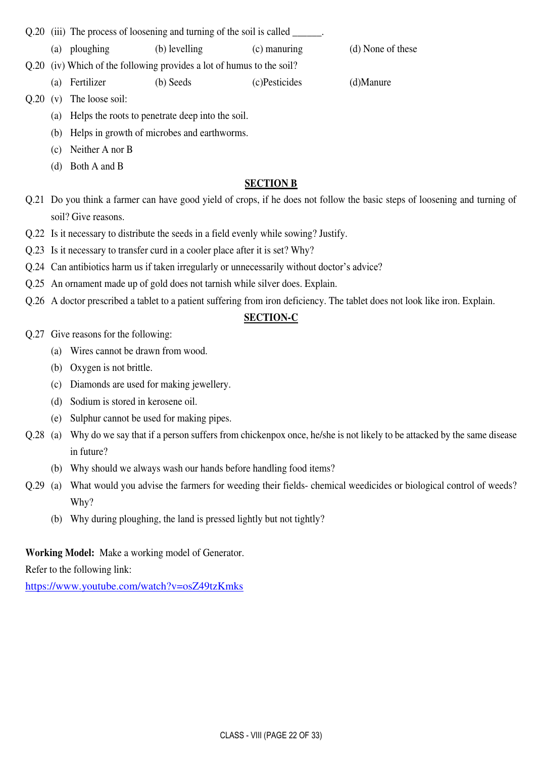Q.20 (iii) The process of loosening and turning of the soil is called ______.

(a) ploughing (b) levelling (c) manuring (d) None of these

Q.20 (iv) Which of the following provides a lot of humus to the soil?

(a) Fertilizer (b) Seeds (c)Pesticides (d)Manure

Q.20 (v) The loose soil:

(a) Helps the roots to penetrate deep into the soil.

(b) Helps in growth of microbes and earthworms.

(c) Neither A nor B

(d) Both A and B

## SECTION B

Q.21 Do you think a farmer can have good yield of crops, if he does not follow the basic steps of loosening and turning of soil? Give reasons.

Q.22 Is it necessary to distribute the seeds in a field evenly while sowing? Justify.

Q.23 Is it necessary to transfer curd in a cooler place after it is set? Why?

Q.24 Can antibiotics harm us if taken irregularly or unnecessarily without doctor's advice?

Q.25 An ornament made up of gold does not tarnish while silver does. Explain.

Q.26 A doctor prescribed a tablet to a patient suffering from iron deficiency. The tablet does not look like iron. Explain.

## SECTION-C

Q.27 Give reasons for the following:

(a) Wires cannot be drawn from wood.

(b) Oxygen is not brittle.

(c) Diamonds are used for making jewellery.

(d) Sodium is stored in kerosene oil.

(e) Sulphur cannot be used for making pipes.

Q.28 (a) Why do we say that if a person suffers from chickenpox once, he/she is not likely to be attacked by the same disease in future?

(b) Why should we always wash our hands before handling food items?

Q.29 (a) What would you advise the farmers for weeding their fields- chemical weedicides or biological control of weeds? Why?

(b) Why during ploughing, the land is pressed lightly but not tightly?

**Working Model:** Make a working model of Generator.

Refer to the following link:

https://www.youtube.com/watch?v=osZ49tzKmks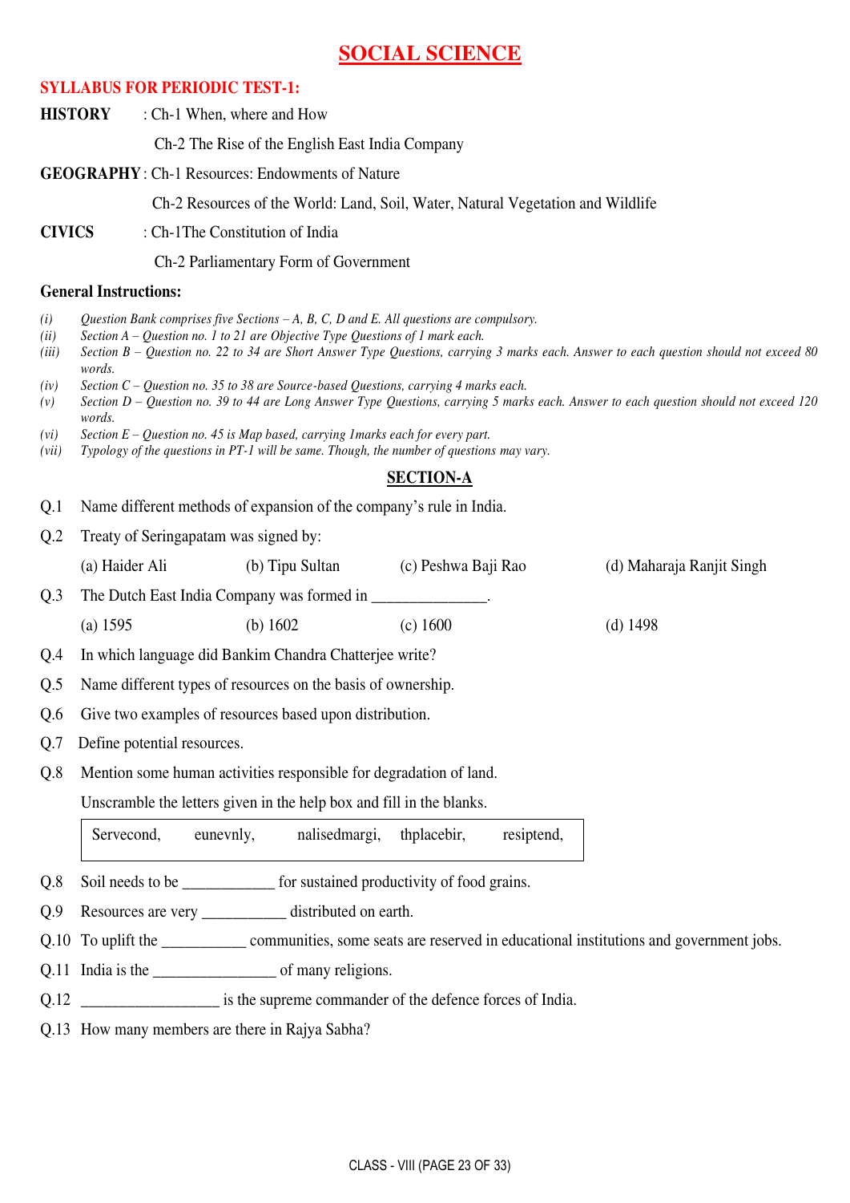# SOCIAL SCIENCE

## SYLLABUS FOR PERIODIC TEST-1:

**HISTORY** : Ch-1 When, where and How

Ch-2 The Rise of the English East India Company

**GEOGRAPHY** : Ch-1 Resources: Endowments of Nature

Ch-2 Resources of the World: Land, Soil, Water, Natural Vegetation and Wildlife

**CIVICS** : Ch-1The Constitution of India

Ch-2 Parliamentary Form of Government

### General Instructions:

*(i) Question Bank comprises five Sections – A, B, C, D and E. All questions are compulsory.*
*(ii) Section A – Question no. 1 to 21 are Objective Type Questions of 1 mark each.*
*(iii) Section B – Question no. 22 to 34 are Short Answer Type Questions, carrying 3 marks each. Answer to each question should not exceed 80 words.*
*(iv) Section C – Question no. 35 to 38 are Source-based Questions, carrying 4 marks each.*
*(v) Section D – Question no. 39 to 44 are Long Answer Type Questions, carrying 5 marks each. Answer to each question should not exceed 120 words.*
*(vi) Section E – Question no. 45 is Map based, carrying 1marks each for every part.*
*(vii) Typology of the questions in PT-1 will be same. Though, the number of questions may vary.*

## SECTION-A

Q.1 Name different methods of expansion of the company's rule in India.

Q.2 Treaty of Seringapatam was signed by:

(a) Haider Ali (b) Tipu Sultan (c) Peshwa Baji Rao (d) Maharaja Ranjit Singh

Q.3 The Dutch East India Company was formed in ______________.

(a) 1595 (b) 1602 (c) 1600 (d) 1498

Q.4 In which language did Bankim Chandra Chatterjee write?

Q.5 Name different types of resources on the basis of ownership.

Q.6 Give two examples of resources based upon distribution.

Q.7 Define potential resources.

Q.8 Mention some human activities responsible for degradation of land.

Unscramble the letters given in the help box and fill in the blanks.

| Servecond, eunevnly, nalisedmargi, thplacebir, resiptend, |
|---|

Q.8 Soil needs to be ___________ for sustained productivity of food grains.

Q.9 Resources are very __________ distributed on earth.

Q.10 To uplift the __________ communities, some seats are reserved in educational institutions and government jobs.

Q.11 India is the _______________ of many religions.

Q.12 _________________ is the supreme commander of the defence forces of India.

Q.13 How many members are there in Rajya Sabha?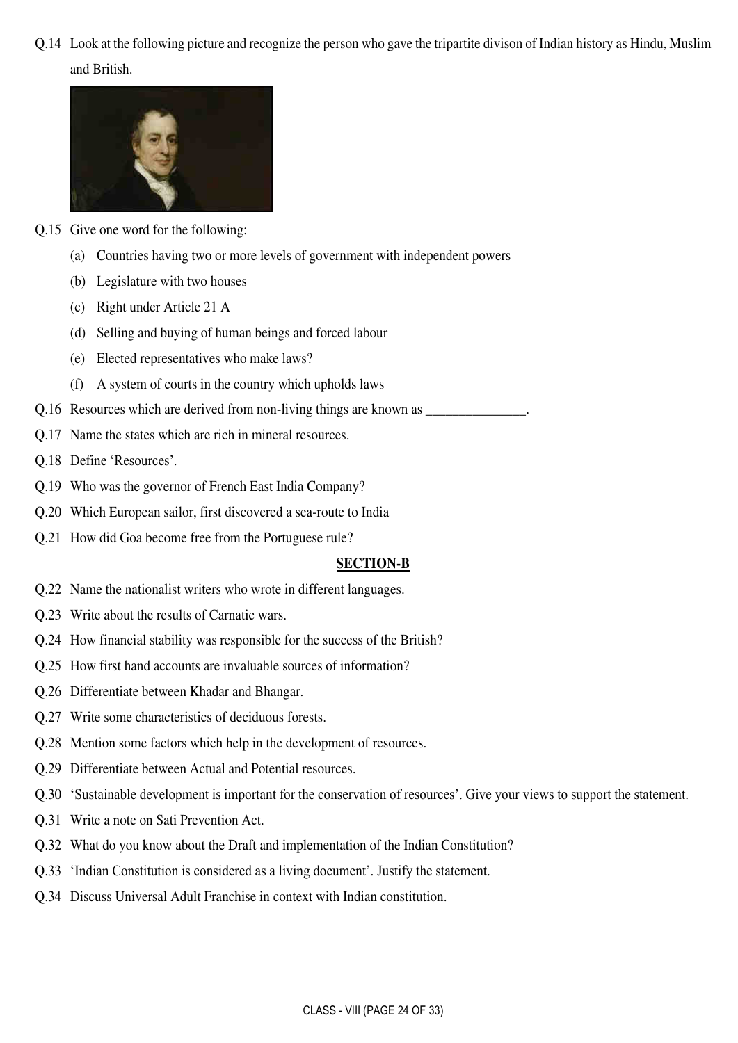Q.14 Look at the following picture and recognize the person who gave the tripartite divison of Indian history as Hindu, Muslim and British.

Q.15 Give one word for the following:

(a) Countries having two or more levels of government with independent powers

(b) Legislature with two houses

(c) Right under Article 21 A

(d) Selling and buying of human beings and forced labour

(e) Elected representatives who make laws?

(f) A system of courts in the country which upholds laws

Q.16 Resources which are derived from non-living things are known as _______________.

Q.17 Name the states which are rich in mineral resources.

Q.18 Define 'Resources'.

Q.19 Who was the governor of French East India Company?

Q.20 Which European sailor, first discovered a sea-route to India

Q.21 How did Goa become free from the Portuguese rule?

## SECTION-B

Q.22 Name the nationalist writers who wrote in different languages.

Q.23 Write about the results of Carnatic wars.

Q.24 How financial stability was responsible for the success of the British?

Q.25 How first hand accounts are invaluable sources of information?

Q.26 Differentiate between Khadar and Bhangar.

Q.27 Write some characteristics of deciduous forests.

Q.28 Mention some factors which help in the development of resources.

Q.29 Differentiate between Actual and Potential resources.

Q.30 'Sustainable development is important for the conservation of resources'. Give your views to support the statement.

Q.31 Write a note on Sati Prevention Act.

Q.32 What do you know about the Draft and implementation of the Indian Constitution?

Q.33 'Indian Constitution is considered as a living document'. Justify the statement.

Q.34 Discuss Universal Adult Franchise in context with Indian constitution.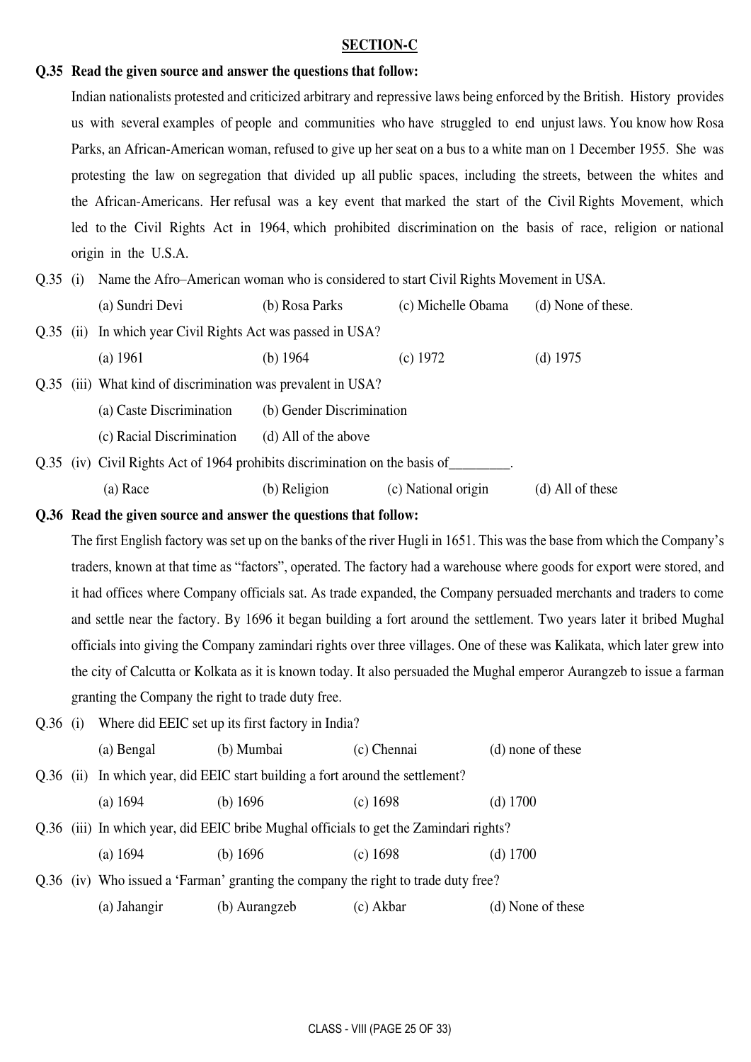## SECTION-C

**Q.35 Read the given source and answer the questions that follow:**

Indian nationalists protested and criticized arbitrary and repressive laws being enforced by the British. History provides us with several examples of people and communities who have struggled to end unjust laws. You know how Rosa Parks, an African-American woman, refused to give up her seat on a bus to a white man on 1 December 1955. She was protesting the law on segregation that divided up all public spaces, including the streets, between the whites and the African-Americans. Her refusal was a key event that marked the start of the Civil Rights Movement, which led to the Civil Rights Act in 1964, which prohibited discrimination on the basis of race, religion or national origin in the U.S.A.

Q.35 (i) Name the Afro–American woman who is considered to start Civil Rights Movement in USA.

(a) Sundri Devi (b) Rosa Parks (c) Michelle Obama (d) None of these.

Q.35 (ii) In which year Civil Rights Act was passed in USA?

(a) 1961 (b) 1964 (c) 1972 (d) 1975

Q.35 (iii) What kind of discrimination was prevalent in USA?

(a) Caste Discrimination (b) Gender Discrimination

(c) Racial Discrimination (d) All of the above

Q.35 (iv) Civil Rights Act of 1964 prohibits discrimination on the basis of_________.

(a) Race (b) Religion (c) National origin (d) All of these

**Q.36 Read the given source and answer the questions that follow:**

The first English factory was set up on the banks of the river Hugli in 1651. This was the base from which the Company's traders, known at that time as "factors", operated. The factory had a warehouse where goods for export were stored, and it had offices where Company officials sat. As trade expanded, the Company persuaded merchants and traders to come and settle near the factory. By 1696 it began building a fort around the settlement. Two years later it bribed Mughal officials into giving the Company zamindari rights over three villages. One of these was Kalikata, which later grew into the city of Calcutta or Kolkata as it is known today. It also persuaded the Mughal emperor Aurangzeb to issue a farman granting the Company the right to trade duty free.

Q.36 (i) Where did EEIC set up its first factory in India?

(a) Bengal (b) Mumbai (c) Chennai (d) none of these

Q.36 (ii) In which year, did EEIC start building a fort around the settlement?

(a) 1694 (b) 1696 (c) 1698 (d) 1700

Q.36 (iii) In which year, did EEIC bribe Mughal officials to get the Zamindari rights?

(a) 1694 (b) 1696 (c) 1698 (d) 1700

Q.36 (iv) Who issued a 'Farman' granting the company the right to trade duty free?

(a) Jahangir (b) Aurangzeb (c) Akbar (d) None of these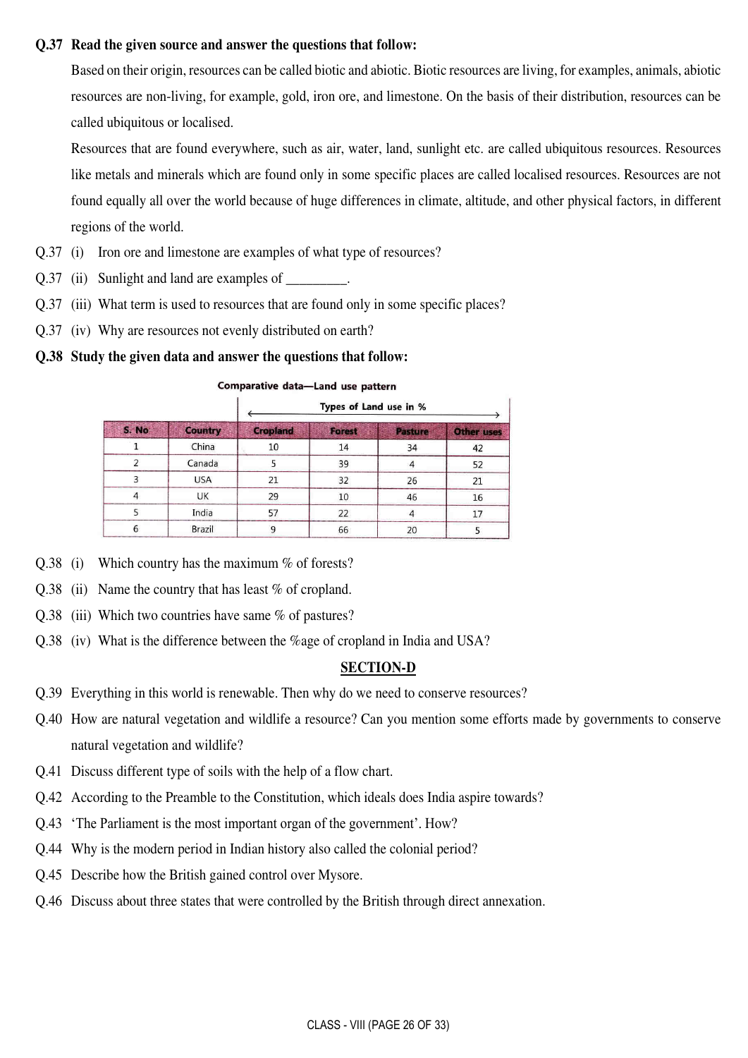**Q.37 Read the given source and answer the questions that follow:**

Based on their origin, resources can be called biotic and abiotic. Biotic resources are living, for examples, animals, abiotic resources are non-living, for example, gold, iron ore, and limestone. On the basis of their distribution, resources can be called ubiquitous or localised.

Resources that are found everywhere, such as air, water, land, sunlight etc. are called ubiquitous resources. Resources like metals and minerals which are found only in some specific places are called localised resources. Resources are not found equally all over the world because of huge differences in climate, altitude, and other physical factors, in different regions of the world.

Q.37 (i) Iron ore and limestone are examples of what type of resources?

Q.37 (ii) Sunlight and land are examples of _________.

Q.37 (iii) What term is used to resources that are found only in some specific places?

Q.37 (iv) Why are resources not evenly distributed on earth?

**Q.38 Study the given data and answer the questions that follow:**

**Comparative data—Land use pattern**

| | | Types of Land use in % | | | |
|---|---|---|---|---|---|
| S. No | Country | Cropland | Forest | Pasture | Other uses |
| 1 | China | 10 | 14 | 34 | 42 |
| 2 | Canada | 5 | 39 | 4 | 52 |
| 3 | USA | 21 | 32 | 26 | 21 |
| 4 | UK | 29 | 10 | 46 | 16 |
| 5 | India | 57 | 22 | 4 | 17 |
| 6 | Brazil | 9 | 66 | 20 | 5 |

Q.38 (i) Which country has the maximum % of forests?

Q.38 (ii) Name the country that has least % of cropland.

Q.38 (iii) Which two countries have same % of pastures?

Q.38 (iv) What is the difference between the %age of cropland in India and USA?

## SECTION-D

Q.39 Everything in this world is renewable. Then why do we need to conserve resources?

Q.40 How are natural vegetation and wildlife a resource? Can you mention some efforts made by governments to conserve natural vegetation and wildlife?

Q.41 Discuss different type of soils with the help of a flow chart.

Q.42 According to the Preamble to the Constitution, which ideals does India aspire towards?

Q.43 'The Parliament is the most important organ of the government'. How?

Q.44 Why is the modern period in Indian history also called the colonial period?

Q.45 Describe how the British gained control over Mysore.

Q.46 Discuss about three states that were controlled by the British through direct annexation.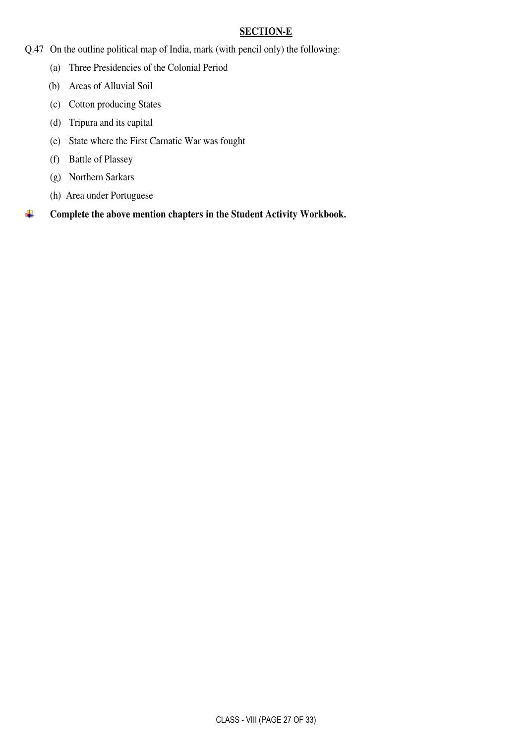## SECTION-E

Q.47 On the outline political map of India, mark (with pencil only) the following:

(a) Three Presidencies of the Colonial Period

(b) Areas of Alluvial Soil

(c) Cotton producing States

(d) Tripura and its capital

(e) State where the First Carnatic War was fought

(f) Battle of Plassey

(g) Northern Sarkars

(h) Area under Portuguese

- **Complete the above mention chapters in the Student Activity Workbook.**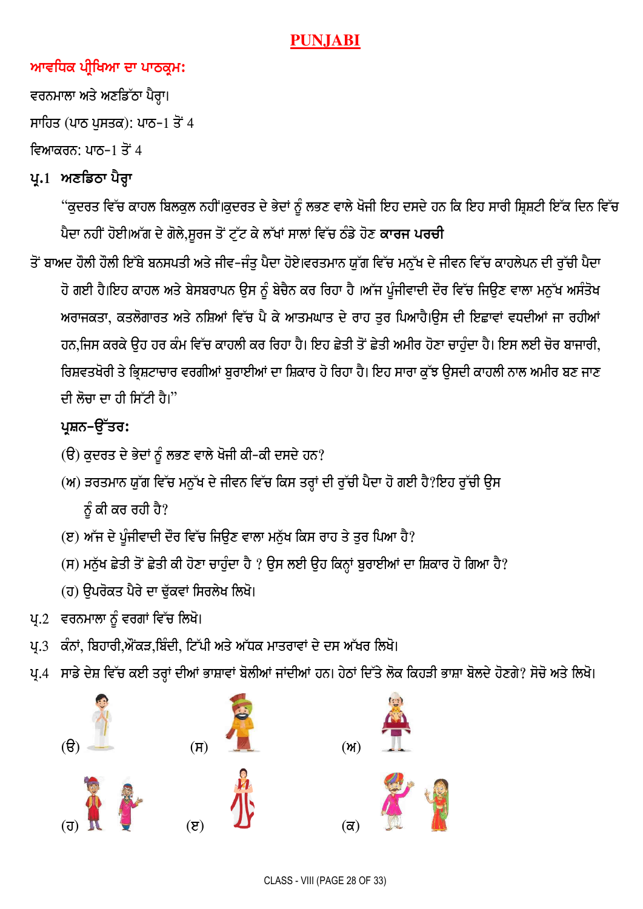# PUNJABI

**ਆਵਧਿਕ ਪ੍ਰੀਖਿਆ ਦਾ ਪਾਠਕ੍ਰਮ:**

ਵਰਨਮਾਲਾ ਅਤੇ ਅਣਡਿੱਠਾ ਪੈਰ੍ਹਾ।

ਸਾਹਿਤ (ਪਾਠ ਪੁਸਤਕ): ਪਾਠ-1 ਤੋਂ 4

ਵਿਆਕਰਨ: ਪਾਠ-1 ਤੋਂ 4

**ਪ੍ਰ.1 ਅਣਡਿਠਾ ਪੈਰ੍ਹਾ**

"ਕੁਦਰਤ ਵਿੱਚ ਕਾਹਲ ਬਿਲਕੁਲ ਨਹੀਂ।ਕੁਦਰਤ ਦੇ ਭੇਦਾਂ ਨੂੰ ਲਭਣ ਵਾਲੇ ਖੋਜੀ ਇਹ ਦਸਦੇ ਹਨ ਕਿ ਇਹ ਸਾਰੀ ਸ੍ਰਿਸ਼ਟੀ ਇੱਕ ਦਿਨ ਵਿੱਚ ਪੈਦਾ ਨਹੀਂ ਹੋਈ।ਅੱਗ ਦੇ ਗੋਲੇ,ਸੂਰਜ ਤੋਂ ਟੁੱਟ ਕੇ ਲੱਖਾਂ ਸਾਲਾਂ ਵਿੱਚ ਠੰਡੇ ਹੋਣ **ਕਾਰਜ ਪਰਚੀ** ਤੋਂ ਬਾਅਦ ਹੌਲੀ ਹੌਲੀ ਇੱਥੇ ਬਨਸਪਤੀ ਅਤੇ ਜੀਵ-ਜੰਤੂ ਪੈਦਾ ਹੋਏ।ਵਰਤਮਾਨ ਯੁੱਗ ਵਿੱਚ ਮਨੁੱਖ ਦੇ ਜੀਵਨ ਵਿੱਚ ਕਾਹਲੇਪਨ ਦੀ ਰੁੱਚੀ ਪੈਦਾ ਹੋ ਗਈ ਹੈ।ਇਹ ਕਾਹਲ ਅਤੇ ਬੇਸਬਰਾਪਨ ਉਸ ਨੂੰ ਬੇਚੈਨ ਕਰ ਰਿਹਾ ਹੈ ।ਅੱਜ ਪੂੰਜੀਵਾਦੀ ਦੌਰ ਵਿੱਚ ਜਿਉਣ ਵਾਲਾ ਮਨੁੱਖ ਅਸੰਤੋਖ ਅਰਾਜਕਤਾ, ਕਤਲੋਗਾਰਤ ਅਤੇ ਨਸ਼ਿਆਂ ਵਿੱਚ ਪੈ ਕੇ ਆਤਮਘਾਤ ਦੇ ਰਾਹ ਤੁਰ ਪਿਆਹੈ।ਉਸ ਦੀ ਇਛਾਵਾਂ ਵਧਦੀਆਂ ਜਾ ਰਹੀਆਂ ਹਨ,ਜਿਸ ਕਰਕੇ ਉਹ ਹਰ ਕੰਮ ਵਿੱਚ ਕਾਹਲੀ ਕਰ ਰਿਹਾ ਹੈ। ਇਹ ਛੇਤੀ ਤੋਂ ਛੇਤੀ ਅਮੀਰ ਹੋਣਾ ਚਾਹੁੰਦਾ ਹੈ। ਇਸ ਲਈ ਚੋਰ ਬਾਜਾਰੀ, ਰਿਸ਼ਵਤਖੋਰੀ ਤੇ ਭ੍ਰਿਸ਼ਟਾਚਾਰ ਵਰਗੀਆਂ ਬੁਰਾਈਆਂ ਦਾ ਸ਼ਿਕਾਰ ਹੋ ਰਿਹਾ ਹੈ। ਇਹ ਸਾਰਾ ਕੁੱਝ ਉਸਦੀ ਕਾਹਲੀ ਨਾਲ ਅਮੀਰ ਬਣ ਜਾਣ ਦੀ ਲੋਚਾ ਦਾ ਹੀ ਸਿੱਟੀ ਹੈ।"

**ਪ੍ਰਸ਼ਨ-ਉੱਤਰ:**

(ੳ) ਕੁਦਰਤ ਦੇ ਭੇਦਾਂ ਨੂੰ ਲਭਣ ਵਾਲੇ ਖੋਜੀ ਕੀ-ਕੀ ਦਸਦੇ ਹਨ?

(ਅ) ਡਰਤਮਾਨ ਯੁੱਗ ਵਿੱਚ ਮਨੁੱਖ ਦੇ ਜੀਵਨ ਵਿੱਚ ਕਿਸ ਤਰ੍ਹਾਂ ਦੀ ਰੁੱਚੀ ਪੈਦਾ ਹੋ ਗਈ ਹੈ?ਇਹ ਰੁੱਚੀ ਉਸ ਨੂੰ ਕੀ ਕਰ ਰਹੀ ਹੈ?

(ੲ) ਅੱਜ ਦੇ ਪੂੰਜੀਵਾਦੀ ਦੌਰ ਵਿੱਚ ਜਿਉਣ ਵਾਲਾ ਮਨੁੱਖ ਕਿਸ ਰਾਹ ਤੇ ਤੁਰ ਪਿਆ ਹੈ?

(ਸ) ਮਨੁੱਖ ਛੇਤੀ ਤੋਂ ਛੇਤੀ ਕੀ ਹੋਣਾ ਚਾਹੁੰਦਾ ਹੈ ? ਉਸ ਲਈ ਉਹ ਕਿਨ੍ਹਾਂ ਬੁਰਾਈਆਂ ਦਾ ਸ਼ਿਕਾਰ ਹੋ ਗਿਆ ਹੈ?

(ਹ) ਉਪਰੋਕਤ ਪੈਰੇ ਦਾ ਢੁੱਕਵਾਂ ਸਿਰਲੇਖ ਲਿਖੋ।

ਪ੍ਰ.2 ਵਰਨਮਾਲਾ ਨੂੰ ਵਰਗਾਂ ਵਿੱਚ ਲਿਖੋ।

ਪ੍ਰ.3 ਕੰਨਾਂ, ਬਿਹਾਰੀ,ਔਂਕੜ,ਬਿੰਦੀ, ਟਿੱਪੀ ਅਤੇ ਅੱਧਕ ਮਾਤਰਾਵਾਂ ਦੇ ਦਸ ਅੱਖਰ ਲਿਖੋ।

ਪ੍ਰ.4 ਸਾਡੇ ਦੇਸ਼ ਵਿੱਚ ਕਈ ਤਰ੍ਹਾਂ ਦੀਆਂ ਭਾਸ਼ਾਵਾਂ ਬੋਲੀਆਂ ਜਾਂਦੀਆਂ ਹਨ। ਹੇਠਾਂ ਦਿੱਤੇ ਲੋਕ ਕਿਹੜੀ ਭਾਸ਼ਾ ਬੋਲਦੇ ਹੋਣਗੇ? ਸੋਚੋ ਅਤੇ ਲਿਖੋ।

(ੳ) (ਸ) (ਅ)

(ਹ) (ੲ) (ਕ)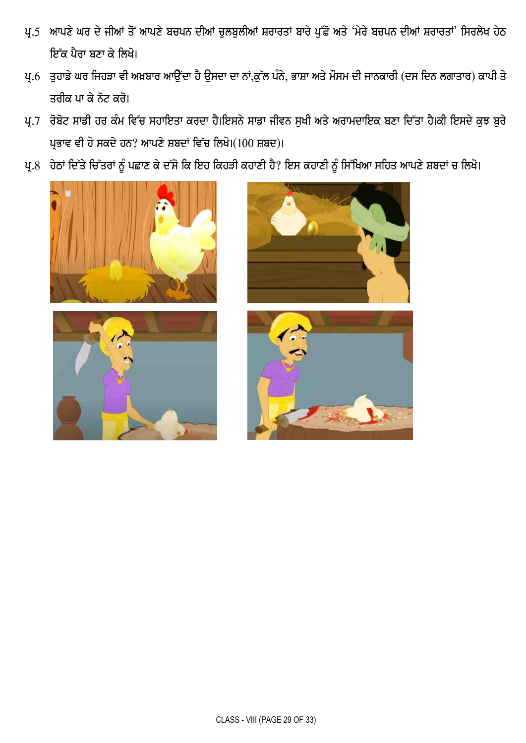ਪ੍ਰ.5 ਆਪਣੇ ਘਰ ਦੇ ਜੀਆਂ ਤੋਂ ਆਪਣੇ ਬਚਪਨ ਦੀਆਂ ਚੁਲਬੁਲੀਆਂ ਸ਼ਰਾਰਤਾਂ ਬਾਰੇ ਪੁੱਛੋ ਅਤੇ 'ਮੇਰੇ ਬਚਪਨ ਦੀਆਂ ਸ਼ਰਾਰਤਾਂ' ਸਿਰਲੇਖ ਹੇਠ ਇੱਕ ਪੈਰਾ ਬਣਾ ਕੇ ਲਿਖੋ।

ਪ੍ਰ.6 ਤੁਹਾਡੇ ਘਰ ਜਿਹੜਾ ਵੀ ਅਖ਼ਬਾਰ ਆਉਂਦਾ ਹੈ ਉਸਦਾ ਦਾ ਨਾਂ,ਕੁੱਲ ਪੰਨੇ, ਭਾਸ਼ਾ ਅਤੇ ਮੌਸਮ ਦੀ ਜਾਣਕਾਰੀ (ਦਸ ਦਿਨ ਲਗਾਤਾਰ) ਕਾਪੀ ਤੇ ਤਰੀਕ ਪਾ ਕੇ ਨੋਟ ਕਰੋ।

ਪ੍ਰ.7 ਰੋਬੋਟ ਸਾਡੀ ਹਰ ਕੰਮ ਵਿੱਚ ਸਹਾਇਤਾ ਕਰਦਾ ਹੈ।ਇਸਨੇ ਸਾਡਾ ਜੀਵਨ ਸੁਖੀ ਅਤੇ ਅਰਾਮਦਾਇਕ ਬਣਾ ਦਿੱਤਾ ਹੈ।ਕੀ ਇਸਦੇ ਕੁਝ ਬੁਰੇ ਪ੍ਰਭਾਵ ਵੀ ਹੋ ਸਕਦੇ ਹਨ? ਆਪਣੇ ਸ਼ਬਦਾਂ ਵਿੱਚ ਲਿਖੋ।(100 ਸ਼ਬਦ)।

ਪ੍ਰ.8 ਹੇਠਾਂ ਦਿੱਤੇ ਚਿੱਤਰਾਂ ਨੂੰ ਪਛਾਣ ਕੇ ਦੱਸੋ ਕਿ ਇਹ ਕਿਹੜੀ ਕਹਾਣੀ ਹੈ? ਇਸ ਕਹਾਣੀ ਨੂੰ ਸਿੱਖਿਆ ਸਹਿਤ ਆਪਣੇ ਸ਼ਬਦਾਂ ਚ ਲਿਖੋ।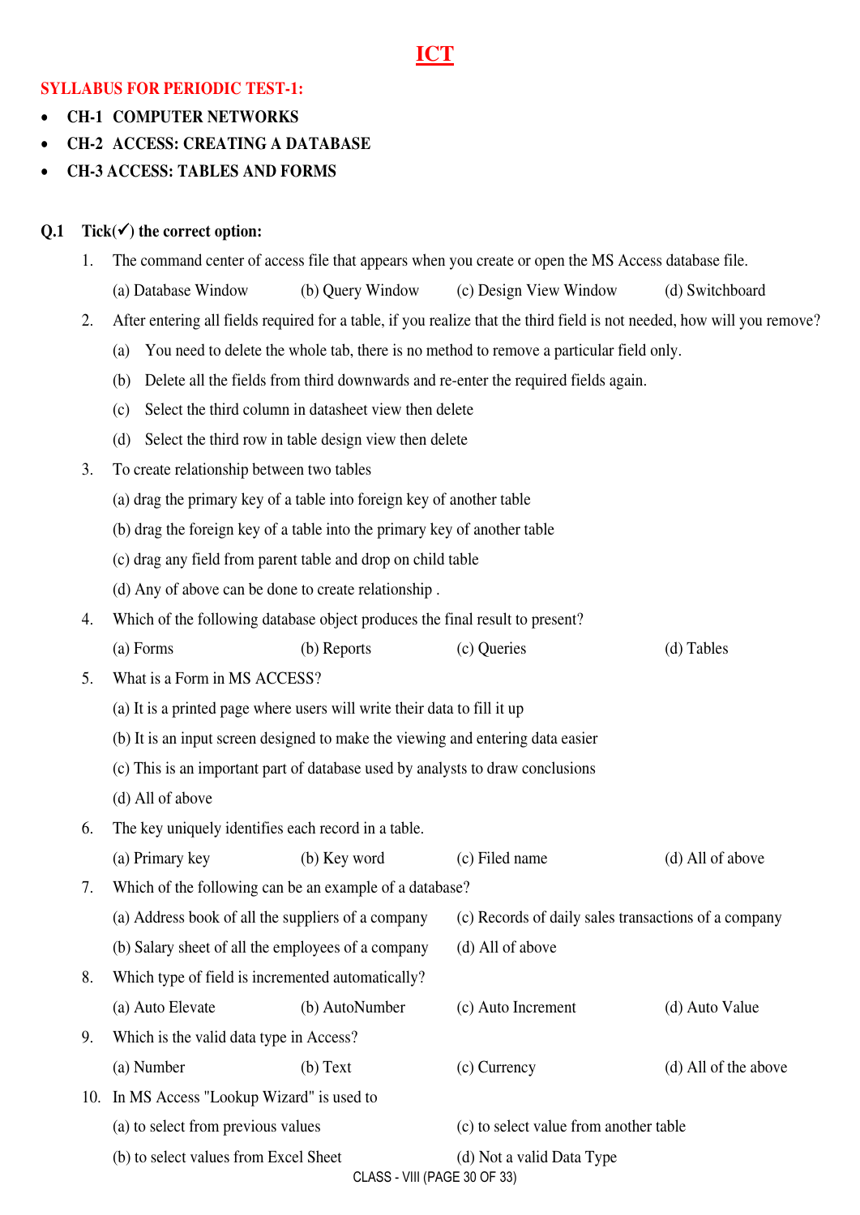# ICT

**SYLLABUS FOR PERIODIC TEST-1:**

- **CH-1 COMPUTER NETWORKS**
- **CH-2 ACCESS: CREATING A DATABASE**
- **CH-3 ACCESS: TABLES AND FORMS**

**Q.1 Tick(✓) the correct option:**

1. The command center of access file that appears when you create or open the MS Access database file.

   (a) Database Window (b) Query Window (c) Design View Window (d) Switchboard

2. After entering all fields required for a table, if you realize that the third field is not needed, how will you remove?

   (a) You need to delete the whole tab, there is no method to remove a particular field only.

   (b) Delete all the fields from third downwards and re-enter the required fields again.

   (c) Select the third column in datasheet view then delete

   (d) Select the third row in table design view then delete

3. To create relationship between two tables

   (a) drag the primary key of a table into foreign key of another table

   (b) drag the foreign key of a table into the primary key of another table

   (c) drag any field from parent table and drop on child table

   (d) Any of above can be done to create relationship .

4. Which of the following database object produces the final result to present?

   (a) Forms (b) Reports (c) Queries (d) Tables

5. What is a Form in MS ACCESS?

   (a) It is a printed page where users will write their data to fill it up

   (b) It is an input screen designed to make the viewing and entering data easier

   (c) This is an important part of database used by analysts to draw conclusions

   (d) All of above

6. The key uniquely identifies each record in a table.

   (a) Primary key (b) Key word (c) Filed name (d) All of above

7. Which of the following can be an example of a database?

   (a) Address book of all the suppliers of a company

   (b) Salary sheet of all the employees of a company

   (c) Records of daily sales transactions of a company

   (d) All of above

8. Which type of field is incremented automatically?

   (a) Auto Elevate (b) AutoNumber (c) Auto Increment (d) Auto Value

9. Which is the valid data type in Access?

   (a) Number (b) Text (c) Currency (d) All of the above

10. In MS Access "Lookup Wizard" is used to

    (a) to select from previous values

    (b) to select values from Excel Sheet

    (c) to select value from another table

    (d) Not a valid Data Type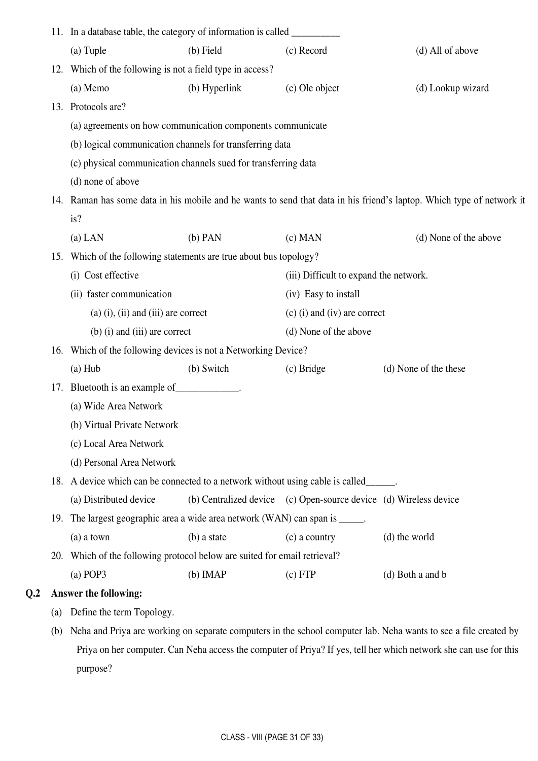11. In a database table, the category of information is called __________

    (a) Tuple (b) Field (c) Record (d) All of above

12. Which of the following is not a field type in access?

    (a) Memo (b) Hyperlink (c) Ole object (d) Lookup wizard

13. Protocols are?

    (a) agreements on how communication components communicate

    (b) logical communication channels for transferring data

    (c) physical communication channels sued for transferring data

    (d) none of above

14. Raman has some data in his mobile and he wants to send that data in his friend's laptop. Which type of network it is?

    (a) LAN (b) PAN (c) MAN (d) None of the above

15. Which of the following statements are true about bus topology?

    (i) Cost effective

    (ii) faster communication

    (iii) Difficult to expand the network.

    (iv) Easy to install

    (a) (i), (ii) and (iii) are correct

    (b) (i) and (iii) are correct

    (c) (i) and (iv) are correct

    (d) None of the above

16. Which of the following devices is not a Networking Device?

    (a) Hub (b) Switch (c) Bridge (d) None of the these

17. Bluetooth is an example of_____________.

    (a) Wide Area Network

    (b) Virtual Private Network

    (c) Local Area Network

    (d) Personal Area Network

18. A device which can be connected to a network without using cable is called______.

    (a) Distributed device (b) Centralized device (c) Open-source device (d) Wireless device

19. The largest geographic area a wide area network (WAN) can span is _____.

    (a) a town (b) a state (c) a country (d) the world

20. Which of the following protocol below are suited for email retrieval?

    (a) POP3 (b) IMAP (c) FTP (d) Both a and b

**Q.2 Answer the following:**

(a) Define the term Topology.

(b) Neha and Priya are working on separate computers in the school computer lab. Neha wants to see a file created by Priya on her computer. Can Neha access the computer of Priya? If yes, tell her which network she can use for this purpose?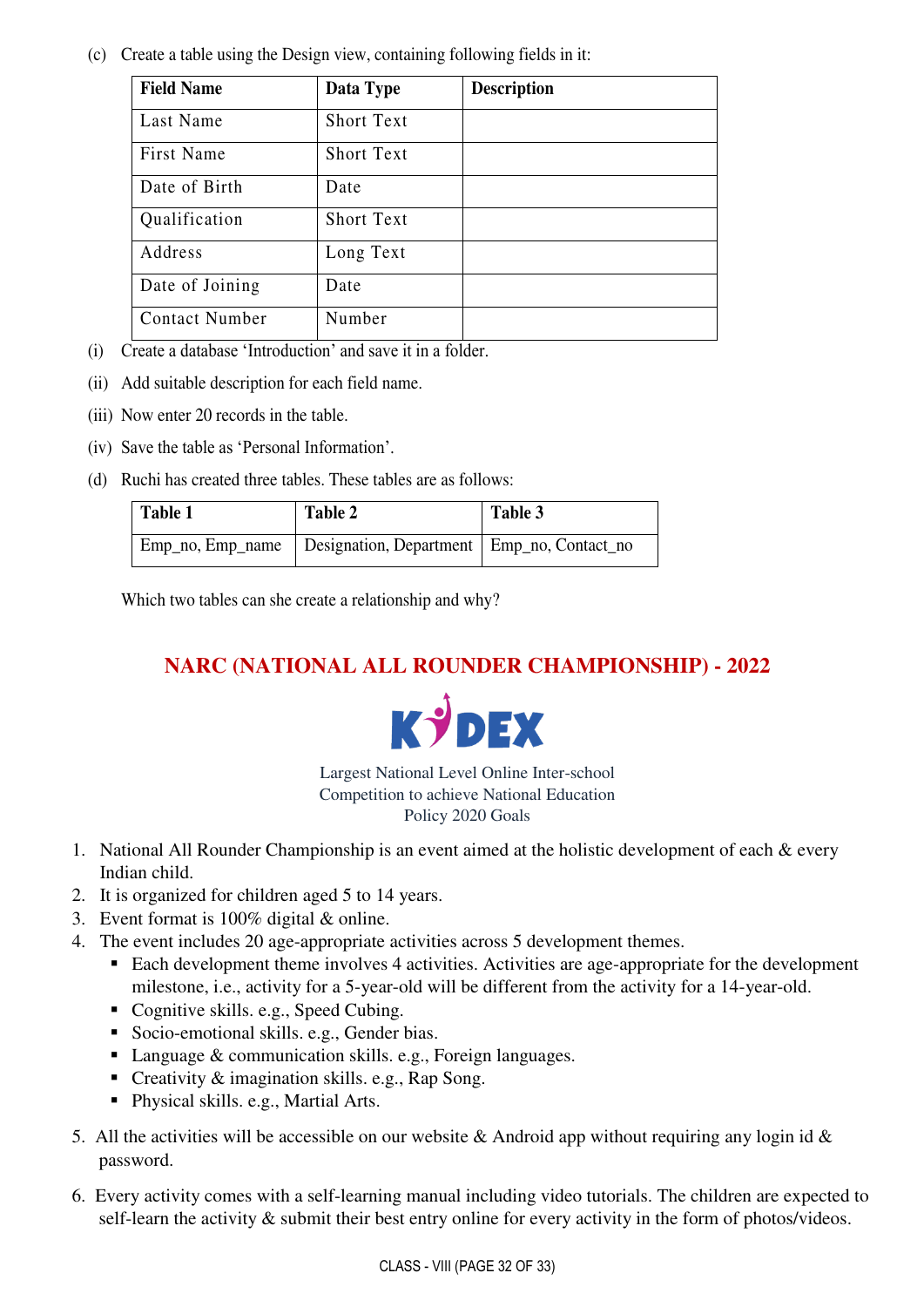(c) Create a table using the Design view, containing following fields in it:

| Field Name | Data Type | Description |
|---|---|---|
| Last Name | Short Text | |
| First Name | Short Text | |
| Date of Birth | Date | |
| Qualification | Short Text | |
| Address | Long Text | |
| Date of Joining | Date | |
| Contact Number | Number | |

(i) Create a database 'Introduction' and save it in a folder.

(ii) Add suitable description for each field name.

(iii) Now enter 20 records in the table.

(iv) Save the table as 'Personal Information'.

(d) Ruchi has created three tables. These tables are as follows:

| Table 1 | Table 2 | Table 3 |
|---|---|---|
| Emp_no, Emp_name | Designation, Department | Emp_no, Contact_no |

Which two tables can she create a relationship and why?

## NARC (NATIONAL ALL ROUNDER CHAMPIONSHIP) - 2022

KIDEX

Largest National Level Online Inter-school Competition to achieve National Education Policy 2020 Goals

1. National All Rounder Championship is an event aimed at the holistic development of each & every Indian child.
2. It is organized for children aged 5 to 14 years.
3. Event format is 100% digital & online.
4. The event includes 20 age-appropriate activities across 5 development themes.
   - Each development theme involves 4 activities. Activities are age-appropriate for the development milestone, i.e., activity for a 5-year-old will be different from the activity for a 14-year-old.
   - Cognitive skills. e.g., Speed Cubing.
   - Socio-emotional skills. e.g., Gender bias.
   - Language & communication skills. e.g., Foreign languages.
   - Creativity & imagination skills. e.g., Rap Song.
   - Physical skills. e.g., Martial Arts.
5. All the activities will be accessible on our website & Android app without requiring any login id & password.
6. Every activity comes with a self-learning manual including video tutorials. The children are expected to self-learn the activity & submit their best entry online for every activity in the form of photos/videos.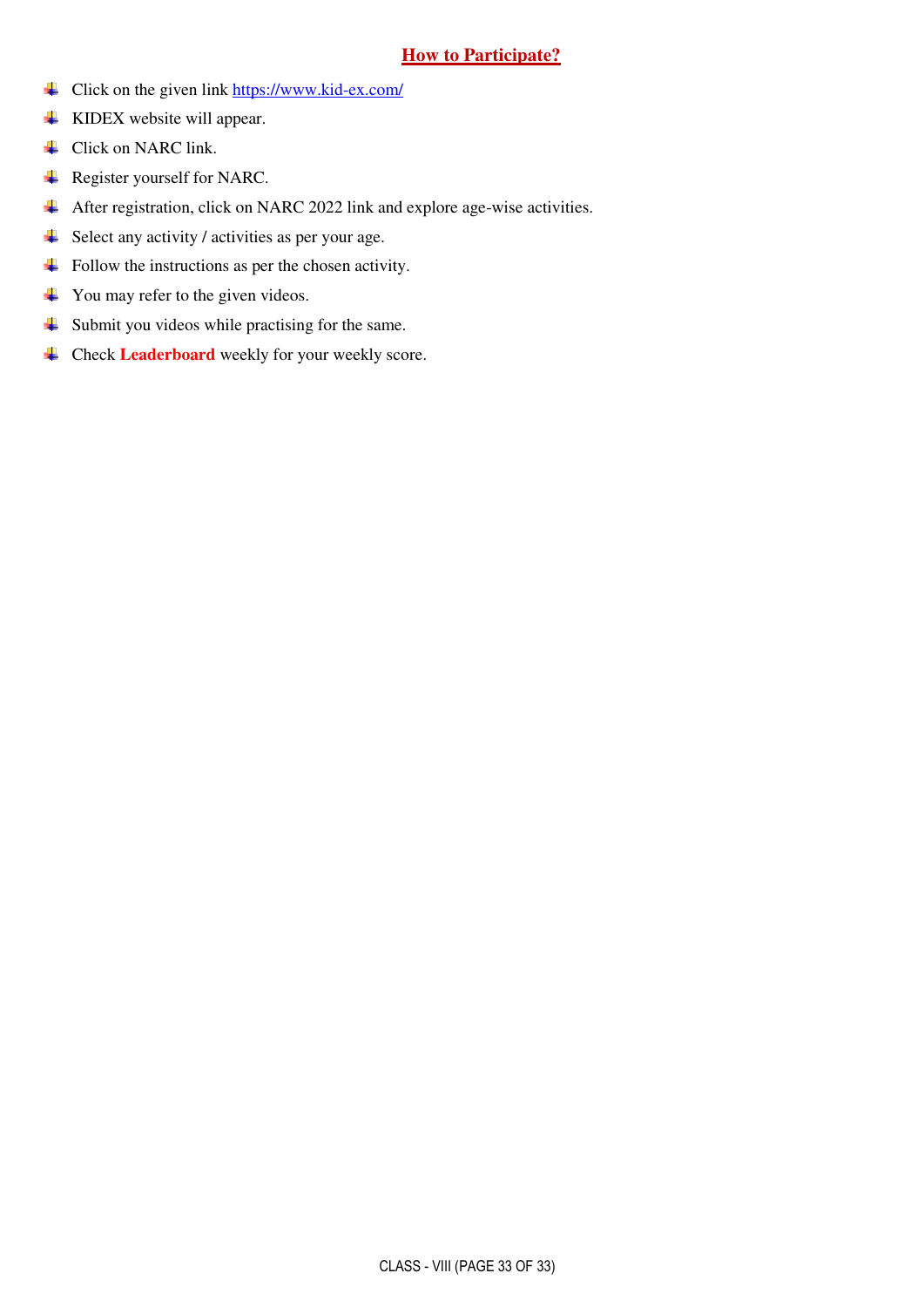## How to Participate?

- Click on the given link https://www.kid-ex.com/
- KIDEX website will appear.
- Click on NARC link.
- Register yourself for NARC.
- After registration, click on NARC 2022 link and explore age-wise activities.
- Select any activity / activities as per your age.
- Follow the instructions as per the chosen activity.
- You may refer to the given videos.
- Submit you videos while practising for the same.
- Check **Leaderboard** weekly for your weekly score.